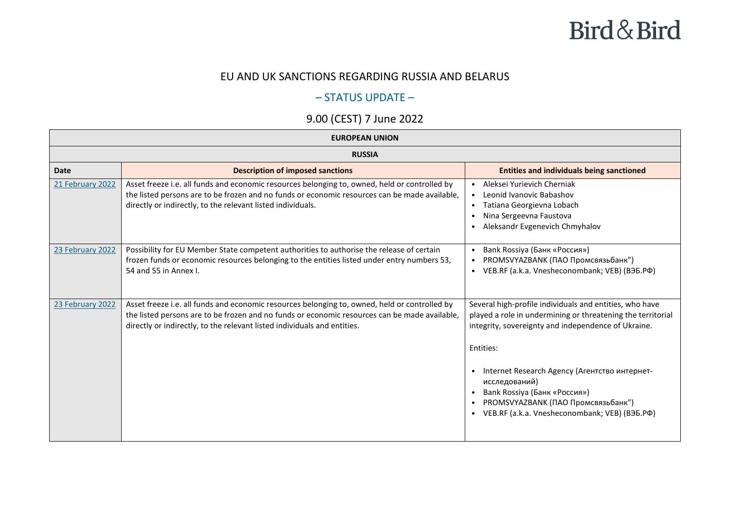# EU AND UK SANCTIONS REGARDING RUSSIA AND BELARUS

## – STATUS UPDATE –

## 9.00 (CEST) 7 June 2022

| EUROPEAN UNION | | |
|---|---|---|
| **RUSSIA** | | |
| **Date** | **Description of imposed sanctions** | **Entities and individuals being sanctioned** |
| 21 February 2022 | Asset freeze i.e. all funds and economic resources belonging to, owned, held or controlled by the listed persons are to be frozen and no funds or economic resources can be made available, directly or indirectly, to the relevant listed individuals. | • Aleksei Yurievich Cherniak<br>• Leonid Ivanovic Babashov<br>• Tatiana Georgievna Lobach<br>• Nina Sergeevna Faustova<br>• Aleksandr Evgenevich Chmyhalov |
| 23 February 2022 | Possibility for EU Member State competent authorities to authorise the release of certain frozen funds or economic resources belonging to the entities listed under entry numbers 53, 54 and 55 in Annex I. | • Bank Rossiya (Банк «Россия»)<br>• PROMSVYAZBANK (ПАО Промсвязьбанк")<br>• VEB.RF (a.k.a. Vnesheconombank; VEB) (ВЭБ.РФ) |
| 23 February 2022 | Asset freeze i.e. all funds and economic resources belonging to, owned, held or controlled by the listed persons are to be frozen and no funds or economic resources can be made available, directly or indirectly, to the relevant listed individuals and entities. | Several high-profile individuals and entities, who have played a role in undermining or threatening the territorial integrity, sovereignty and independence of Ukraine.<br><br>Entities:<br><br>• Internet Research Agency (Агентство интернет-исследований)<br>• Bank Rossiya (Банк «Россия»)<br>• PROMSVYAZBANK (ПАО Промсвязьбанк")<br>• VEB.RF (a.k.a. Vnesheconombank; VEB) (ВЭБ.РФ) |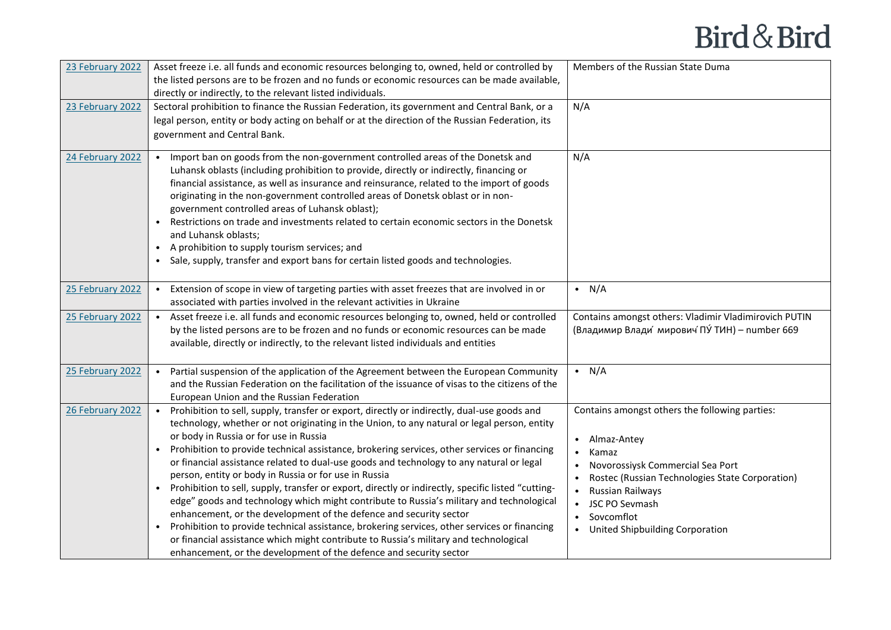| | | |
|---|---|---|
| 23 February 2022 | Asset freeze i.e. all funds and economic resources belonging to, owned, held or controlled by the listed persons are to be frozen and no funds or economic resources can be made available, directly or indirectly, to the relevant listed individuals. | Members of the Russian State Duma |
| 23 February 2022 | Sectoral prohibition to finance the Russian Federation, its government and Central Bank, or a legal person, entity or body acting on behalf or at the direction of the Russian Federation, its government and Central Bank. | N/A |
| 24 February 2022 | • Import ban on goods from the non-government controlled areas of the Donetsk and Luhansk oblasts (including prohibition to provide, directly or indirectly, financing or financial assistance, as well as insurance and reinsurance, related to the import of goods originating in the non-government controlled areas of Donetsk oblast or in non-government controlled areas of Luhansk oblast);<br>• Restrictions on trade and investments related to certain economic sectors in the Donetsk and Luhansk oblasts;<br>• A prohibition to supply tourism services; and<br>• Sale, supply, transfer and export bans for certain listed goods and technologies. | N/A |
| 25 February 2022 | • Extension of scope in view of targeting parties with asset freezes that are involved in or associated with parties involved in the relevant activities in Ukraine | • N/A |
| 25 February 2022 | • Asset freeze i.e. all funds and economic resources belonging to, owned, held or controlled by the listed persons are to be frozen and no funds or economic resources can be made available, directly or indirectly, to the relevant listed individuals and entities | Contains amongst others: Vladimir Vladimirovich PUTIN (Владимир Влади́мирович ПУ́ТИН) – number 669 |
| 25 February 2022 | • Partial suspension of the application of the Agreement between the European Community and the Russian Federation on the facilitation of the issuance of visas to the citizens of the European Union and the Russian Federation | • N/A |
| 26 February 2022 | • Prohibition to sell, supply, transfer or export, directly or indirectly, dual-use goods and technology, whether or not originating in the Union, to any natural or legal person, entity or body in Russia or for use in Russia<br>• Prohibition to provide technical assistance, brokering services, other services or financing or financial assistance related to dual-use goods and technology to any natural or legal person, entity or body in Russia or for use in Russia<br>• Prohibition to sell, supply, transfer or export, directly or indirectly, specific listed "cutting-edge" goods and technology which might contribute to Russia's military and technological enhancement, or the development of the defence and security sector<br>• Prohibition to provide technical assistance, brokering services, other services or financing or financial assistance which might contribute to Russia's military and technological enhancement, or the development of the defence and security sector | Contains amongst others the following parties:<br>• Almaz-Antey<br>• Kamaz<br>• Novorossiysk Commercial Sea Port<br>• Rostec (Russian Technologies State Corporation)<br>• Russian Railways<br>• JSC PO Sevmash<br>• Sovcomflot<br>• United Shipbuilding Corporation |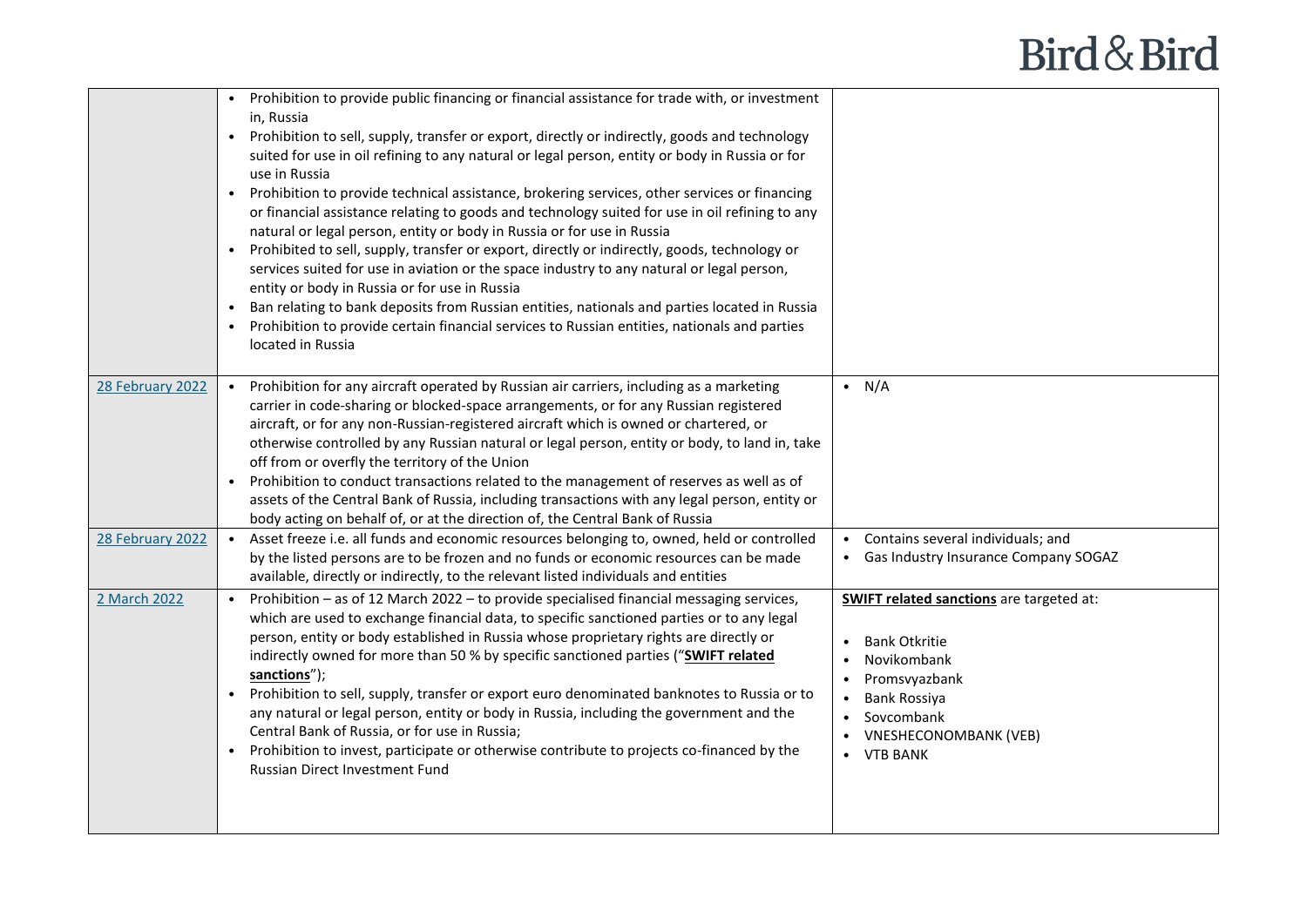| | | |
|---|---|---|
| | • Prohibition to provide public financing or financial assistance for trade with, or investment in, Russia<br>• Prohibition to sell, supply, transfer or export, directly or indirectly, goods and technology suited for use in oil refining to any natural or legal person, entity or body in Russia or for use in Russia<br>• Prohibition to provide technical assistance, brokering services, other services or financing or financial assistance relating to goods and technology suited for use in oil refining to any natural or legal person, entity or body in Russia or for use in Russia<br>• Prohibited to sell, supply, transfer or export, directly or indirectly, goods, technology or services suited for use in aviation or the space industry to any natural or legal person, entity or body in Russia or for use in Russia<br>• Ban relating to bank deposits from Russian entities, nationals and parties located in Russia<br>• Prohibition to provide certain financial services to Russian entities, nationals and parties located in Russia | |
| 28 February 2022 | • Prohibition for any aircraft operated by Russian air carriers, including as a marketing carrier in code-sharing or blocked-space arrangements, or for any Russian registered aircraft, or for any non-Russian-registered aircraft which is owned or chartered, or otherwise controlled by any Russian natural or legal person, entity or body, to land in, take off from or overfly the territory of the Union<br>• Prohibition to conduct transactions related to the management of reserves as well as of assets of the Central Bank of Russia, including transactions with any legal person, entity or body acting on behalf of, or at the direction of, the Central Bank of Russia | • N/A |
| 28 February 2022 | • Asset freeze i.e. all funds and economic resources belonging to, owned, held or controlled by the listed persons are to be frozen and no funds or economic resources can be made available, directly or indirectly, to the relevant listed individuals and entities | • Contains several individuals; and<br>• Gas Industry Insurance Company SOGAZ |
| 2 March 2022 | • Prohibition – as of 12 March 2022 – to provide specialised financial messaging services, which are used to exchange financial data, to specific sanctioned parties or to any legal person, entity or body established in Russia whose proprietary rights are directly or indirectly owned for more than 50 % by specific sanctioned parties ("**SWIFT related sanctions**");<br>• Prohibition to sell, supply, transfer or export euro denominated banknotes to Russia or to any natural or legal person, entity or body in Russia, including the government and the Central Bank of Russia, or for use in Russia;<br>• Prohibition to invest, participate or otherwise contribute to projects co-financed by the Russian Direct Investment Fund | **SWIFT related sanctions** are targeted at:<br><br>• Bank Otkritie<br>• Novikombank<br>• Promsvyazbank<br>• Bank Rossiya<br>• Sovcombank<br>• VNESHECONOMBANK (VEB)<br>• VTB BANK |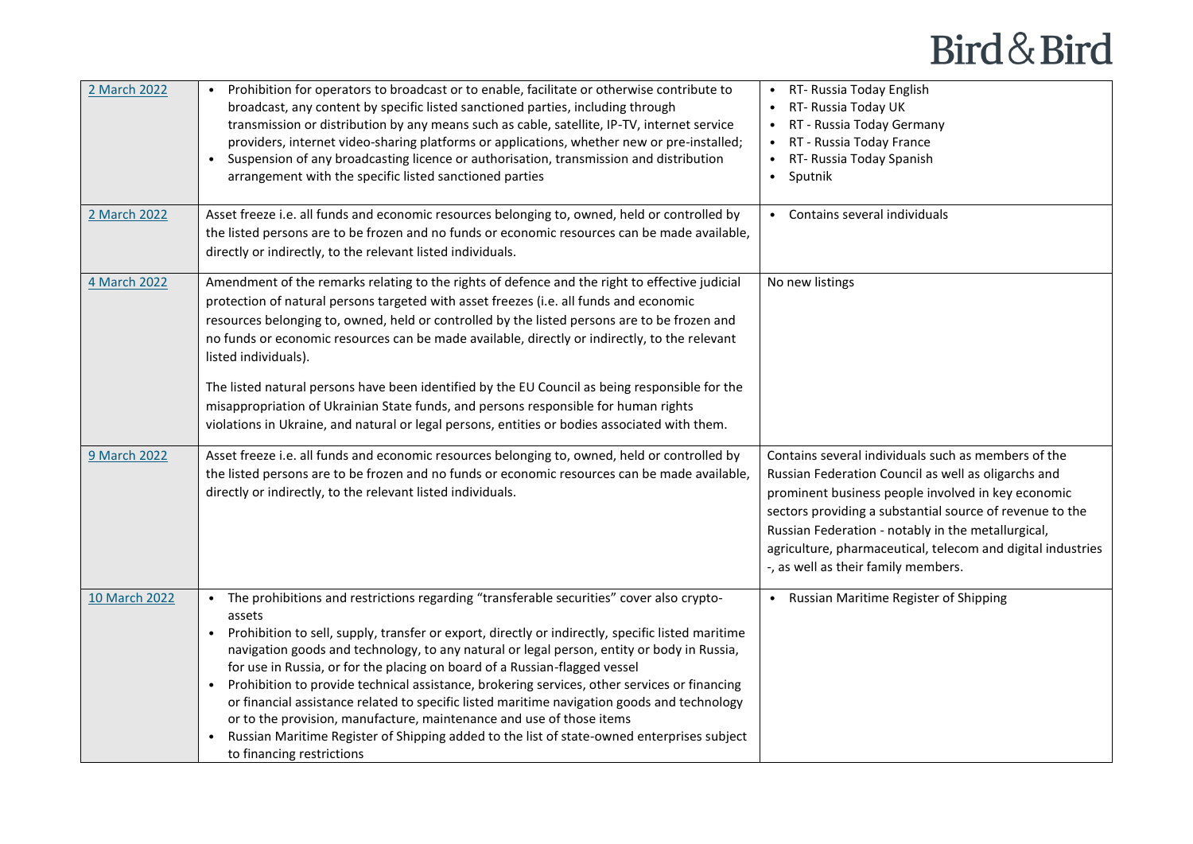| | | |
|---|---|---|
| 2 March 2022 | • Prohibition for operators to broadcast or to enable, facilitate or otherwise contribute to broadcast, any content by specific listed sanctioned parties, including through transmission or distribution by any means such as cable, satellite, IP-TV, internet service providers, internet video-sharing platforms or applications, whether new or pre-installed;<br>• Suspension of any broadcasting licence or authorisation, transmission and distribution arrangement with the specific listed sanctioned parties | • RT- Russia Today English<br>• RT- Russia Today UK<br>• RT - Russia Today Germany<br>• RT - Russia Today France<br>• RT- Russia Today Spanish<br>• Sputnik |
| 2 March 2022 | Asset freeze i.e. all funds and economic resources belonging to, owned, held or controlled by the listed persons are to be frozen and no funds or economic resources can be made available, directly or indirectly, to the relevant listed individuals. | • Contains several individuals |
| 4 March 2022 | Amendment of the remarks relating to the rights of defence and the right to effective judicial protection of natural persons targeted with asset freezes (i.e. all funds and economic resources belonging to, owned, held or controlled by the listed persons are to be frozen and no funds or economic resources can be made available, directly or indirectly, to the relevant listed individuals).<br><br>The listed natural persons have been identified by the EU Council as being responsible for the misappropriation of Ukrainian State funds, and persons responsible for human rights violations in Ukraine, and natural or legal persons, entities or bodies associated with them. | No new listings |
| 9 March 2022 | Asset freeze i.e. all funds and economic resources belonging to, owned, held or controlled by the listed persons are to be frozen and no funds or economic resources can be made available, directly or indirectly, to the relevant listed individuals. | Contains several individuals such as members of the Russian Federation Council as well as oligarchs and prominent business people involved in key economic sectors providing a substantial source of revenue to the Russian Federation - notably in the metallurgical, agriculture, pharmaceutical, telecom and digital industries -, as well as their family members. |
| 10 March 2022 | • The prohibitions and restrictions regarding "transferable securities" cover also crypto-assets<br>• Prohibition to sell, supply, transfer or export, directly or indirectly, specific listed maritime navigation goods and technology, to any natural or legal person, entity or body in Russia, for use in Russia, or for the placing on board of a Russian-flagged vessel<br>• Prohibition to provide technical assistance, brokering services, other services or financing or financial assistance related to specific listed maritime navigation goods and technology or to the provision, manufacture, maintenance and use of those items<br>• Russian Maritime Register of Shipping added to the list of state-owned enterprises subject to financing restrictions | • Russian Maritime Register of Shipping |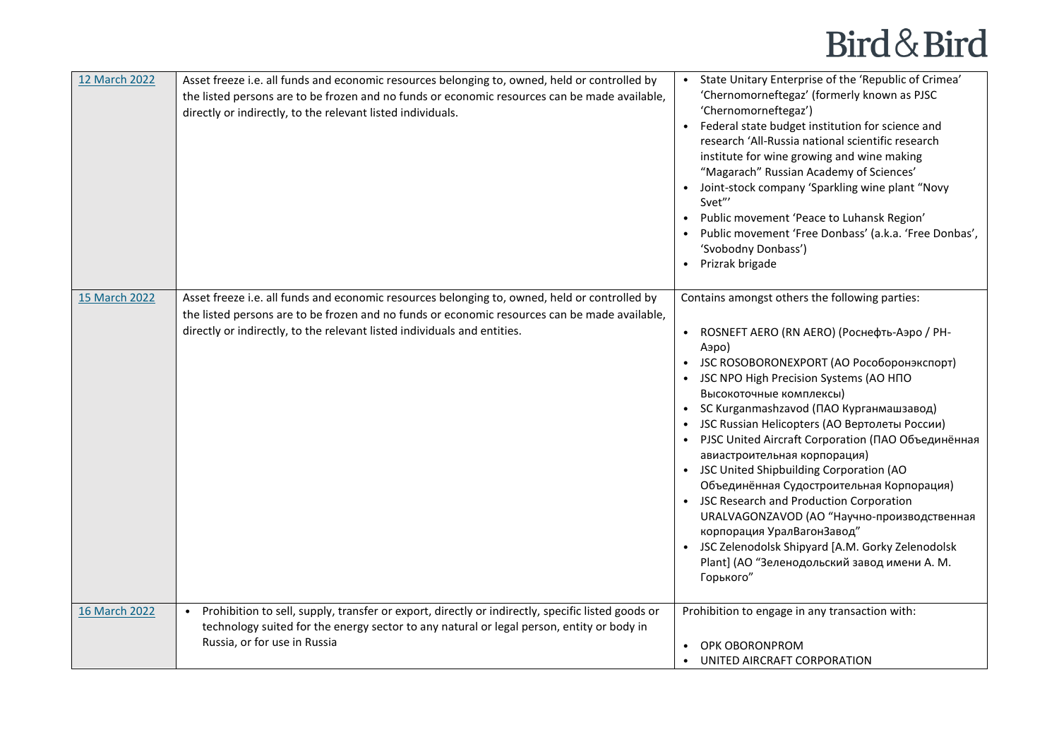| | | |
|---|---|---|
| [12 March 2022]() | Asset freeze i.e. all funds and economic resources belonging to, owned, held or controlled by the listed persons are to be frozen and no funds or economic resources can be made available, directly or indirectly, to the relevant listed individuals. | • State Unitary Enterprise of the 'Republic of Crimea' 'Chernomorneftegaz' (formerly known as PJSC 'Chernomorneftegaz')<br>• Federal state budget institution for science and research 'All-Russia national scientific research institute for wine growing and wine making "Magarach" Russian Academy of Sciences'<br>• Joint-stock company 'Sparkling wine plant "Novy Svet"'<br>• Public movement 'Peace to Luhansk Region'<br>• Public movement 'Free Donbass' (a.k.a. 'Free Donbas', 'Svobodny Donbass')<br>• Prizrak brigade |
| [15 March 2022]() | Asset freeze i.e. all funds and economic resources belonging to, owned, held or controlled by the listed persons are to be frozen and no funds or economic resources can be made available, directly or indirectly, to the relevant listed individuals and entities. | Contains amongst others the following parties:<br><br>• ROSNEFT AERO (RN AERO) (Роснефть-Аэро / РН-Аэро)<br>• JSC ROSOBORONEXPORT (АО Рособоронэкспорт)<br>• JSC NPO High Precision Systems (АО НПО Высокоточные комплексы)<br>• SC Kurganmashzavod (ПАО Курганмашзавод)<br>• JSC Russian Helicopters (АО Вертолеты России)<br>• PJSC United Aircraft Corporation (ПАО Объединённая авиастроительная корпорация)<br>• JSC United Shipbuilding Corporation (АО Объединённая Судостроительная Корпорация)<br>• JSC Research and Production Corporation URALVAGONZAVOD (АО "Научно-производственная корпорация УралВагонЗавод"<br>• JSC Zelenodolsk Shipyard [A.M. Gorky Zelenodolsk Plant] (АО "Зеленодольский завод имени А. М. Горького" |
| [16 March 2022]() | • Prohibition to sell, supply, transfer or export, directly or indirectly, specific listed goods or technology suited for the energy sector to any natural or legal person, entity or body in Russia, or for use in Russia | Prohibition to engage in any transaction with:<br><br>• OPK OBORONPROM<br>• UNITED AIRCRAFT CORPORATION |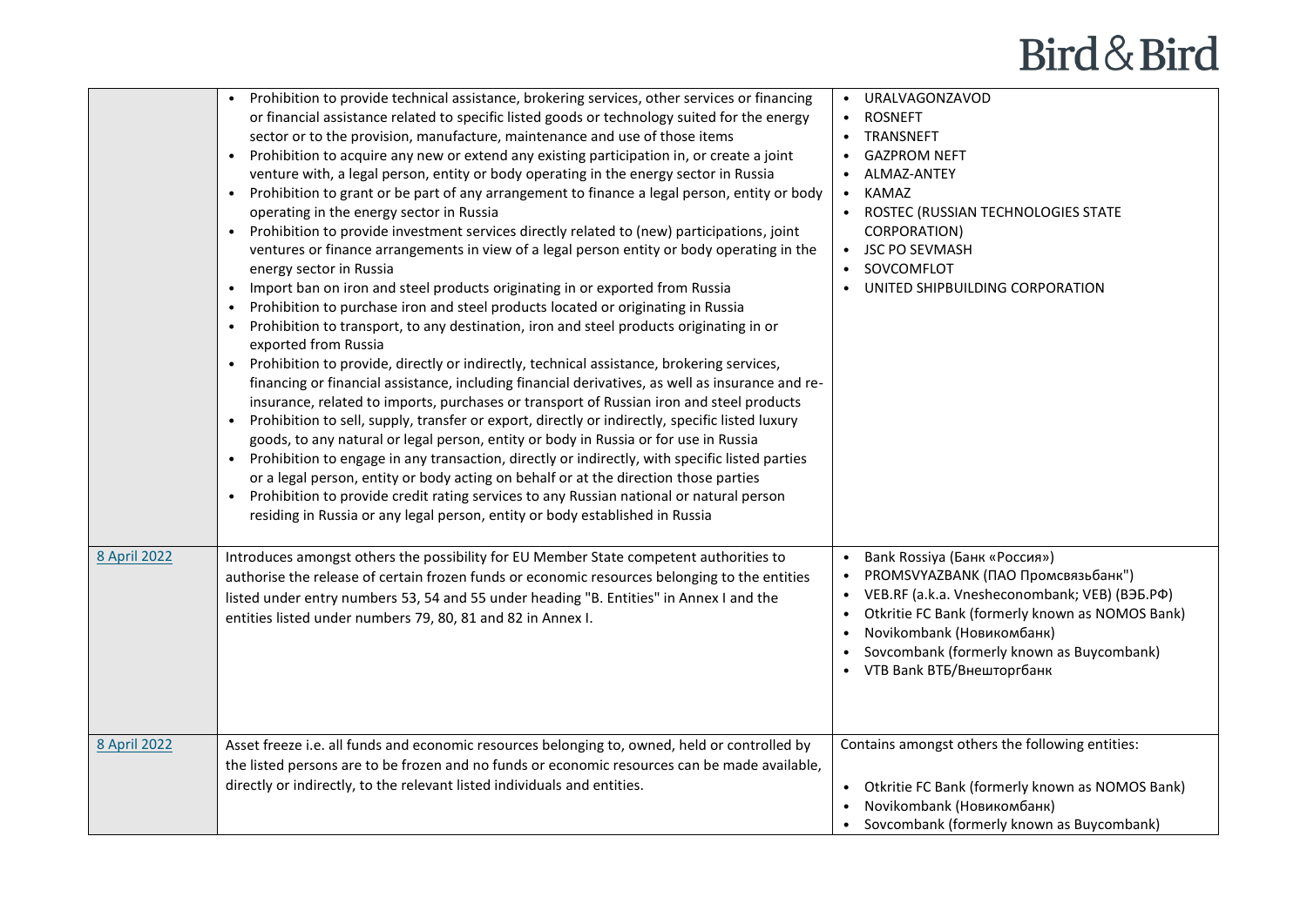| | | |
|---|---|---|
| | • Prohibition to provide technical assistance, brokering services, other services or financing or financial assistance related to specific listed goods or technology suited for the energy sector or to the provision, manufacture, maintenance and use of those items<br>• Prohibition to acquire any new or extend any existing participation in, or create a joint venture with, a legal person, entity or body operating in the energy sector in Russia<br>• Prohibition to grant or be part of any arrangement to finance a legal person, entity or body operating in the energy sector in Russia<br>• Prohibition to provide investment services directly related to (new) participations, joint ventures or finance arrangements in view of a legal person entity or body operating in the energy sector in Russia<br>• Import ban on iron and steel products originating in or exported from Russia<br>• Prohibition to purchase iron and steel products located or originating in Russia<br>• Prohibition to transport, to any destination, iron and steel products originating in or exported from Russia<br>• Prohibition to provide, directly or indirectly, technical assistance, brokering services, financing or financial assistance, including financial derivatives, as well as insurance and re-insurance, related to imports, purchases or transport of Russian iron and steel products<br>• Prohibition to sell, supply, transfer or export, directly or indirectly, specific listed luxury goods, to any natural or legal person, entity or body in Russia or for use in Russia<br>• Prohibition to engage in any transaction, directly or indirectly, with specific listed parties or a legal person, entity or body acting on behalf or at the direction those parties<br>• Prohibition to provide credit rating services to any Russian national or natural person residing in Russia or any legal person, entity or body established in Russia | • URALVAGONZAVOD<br>• ROSNEFT<br>• TRANSNEFT<br>• GAZPROM NEFT<br>• ALMAZ-ANTEY<br>• KAMAZ<br>• ROSTEC (RUSSIAN TECHNOLOGIES STATE CORPORATION)<br>• JSC PO SEVMASH<br>• SOVCOMFLOT<br>• UNITED SHIPBUILDING CORPORATION |
| 8 April 2022 | Introduces amongst others the possibility for EU Member State competent authorities to authorise the release of certain frozen funds or economic resources belonging to the entities listed under entry numbers 53, 54 and 55 under heading "B. Entities" in Annex I and the entities listed under numbers 79, 80, 81 and 82 in Annex I. | • Bank Rossiya (Банк «Россия»)<br>• PROMSVYAZBANK (ПАО Промсвязьбанк")<br>• VEB.RF (a.k.a. Vnesheconombank; VEB) (ВЭБ.РФ)<br>• Otkritie FC Bank (formerly known as NOMOS Bank)<br>• Novikombank (Новикомбанк)<br>• Sovcombank (formerly known as Buycombank)<br>• VTB Bank ВТБ/Внешторгбанк |
| 8 April 2022 | Asset freeze i.e. all funds and economic resources belonging to, owned, held or controlled by the listed persons are to be frozen and no funds or economic resources can be made available, directly or indirectly, to the relevant listed individuals and entities. | Contains amongst others the following entities:<br><br>• Otkritie FC Bank (formerly known as NOMOS Bank)<br>• Novikombank (Новикомбанк)<br>• Sovcombank (formerly known as Buycombank) |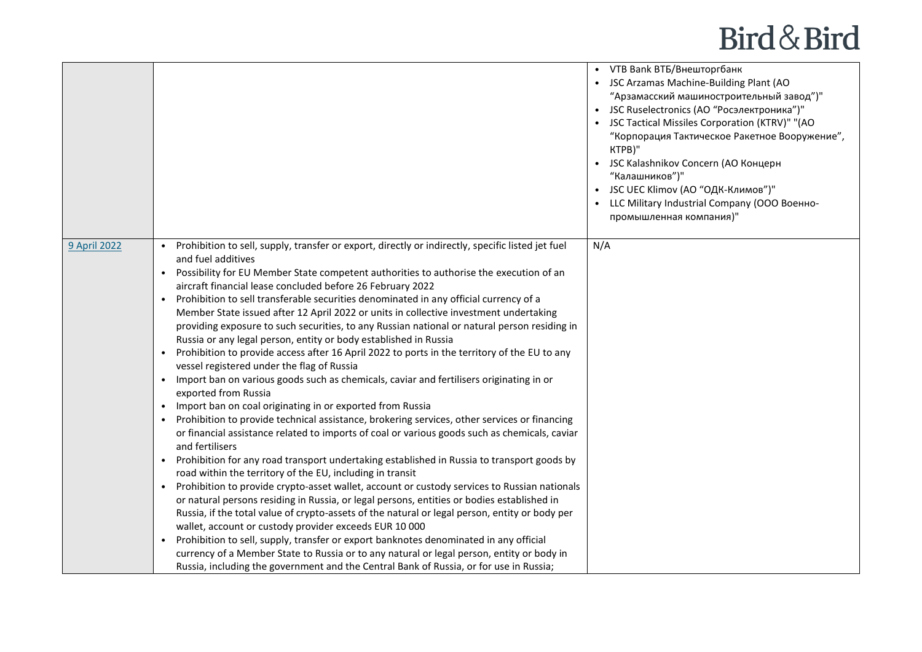|  |  |  |
| --- | --- | --- |
|  |  | • VTB Bank ВТБ/Внешторгбанк<br>• JSC Arzamas Machine-Building Plant (АО "Арзамасский машиностроительный завод")"<br>• JSC Ruselectronics (АО "Росэлектроника")"<br>• JSC Tactical Missiles Corporation (KTRV)" "(АО "Корпорация Тактическое Ракетное Вооружение", КТРВ)"<br>• JSC Kalashnikov Concern (АО Концерн "Калашников")"<br>• JSC UEC Klimov (АО "ОДК-Климов")"<br>• LLC Military Industrial Company (ООО Военно-промышленная компания)" |
| 9 April 2022 | • Prohibition to sell, supply, transfer or export, directly or indirectly, specific listed jet fuel and fuel additives<br>• Possibility for EU Member State competent authorities to authorise the execution of an aircraft financial lease concluded before 26 February 2022<br>• Prohibition to sell transferable securities denominated in any official currency of a Member State issued after 12 April 2022 or units in collective investment undertaking providing exposure to such securities, to any Russian national or natural person residing in Russia or any legal person, entity or body established in Russia<br>• Prohibition to provide access after 16 April 2022 to ports in the territory of the EU to any vessel registered under the flag of Russia<br>• Import ban on various goods such as chemicals, caviar and fertilisers originating in or exported from Russia<br>• Import ban on coal originating in or exported from Russia<br>• Prohibition to provide technical assistance, brokering services, other services or financing or financial assistance related to imports of coal or various goods such as chemicals, caviar and fertilisers<br>• Prohibition for any road transport undertaking established in Russia to transport goods by road within the territory of the EU, including in transit<br>• Prohibition to provide crypto-asset wallet, account or custody services to Russian nationals or natural persons residing in Russia, or legal persons, entities or bodies established in Russia, if the total value of crypto-assets of the natural or legal person, entity or body per wallet, account or custody provider exceeds EUR 10 000<br>• Prohibition to sell, supply, transfer or export banknotes denominated in any official currency of a Member State to Russia or to any natural or legal person, entity or body in Russia, including the government and the Central Bank of Russia, or for use in Russia; | N/A |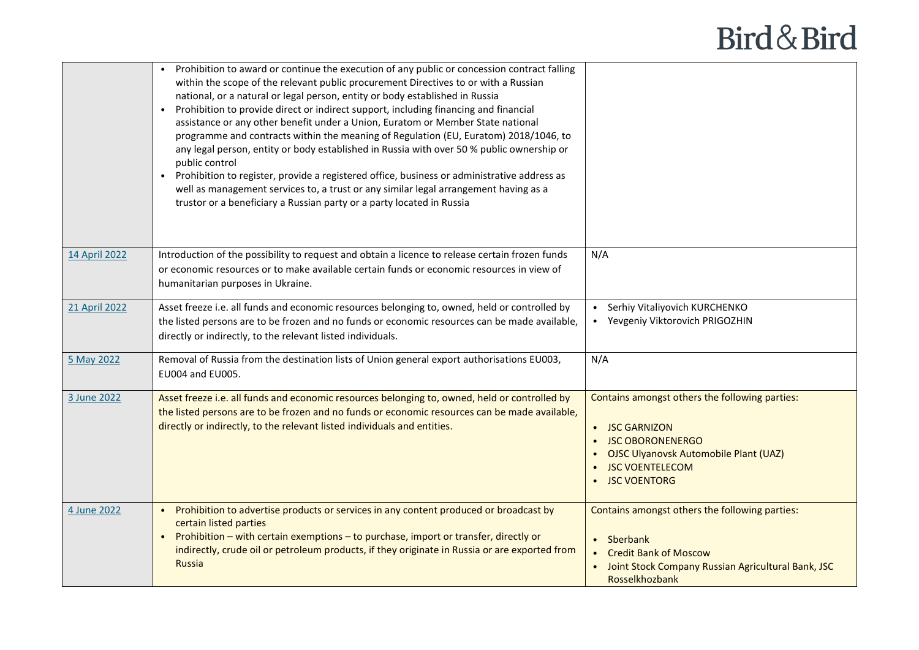| | | |
|---|---|---|
| | • Prohibition to award or continue the execution of any public or concession contract falling within the scope of the relevant public procurement Directives to or with a Russian national, or a natural or legal person, entity or body established in Russia<br>• Prohibition to provide direct or indirect support, including financing and financial assistance or any other benefit under a Union, Euratom or Member State national programme and contracts within the meaning of Regulation (EU, Euratom) 2018/1046, to any legal person, entity or body established in Russia with over 50 % public ownership or public control<br>• Prohibition to register, provide a registered office, business or administrative address as well as management services to, a trust or any similar legal arrangement having as a trustor or a beneficiary a Russian party or a party located in Russia | |
| 14 April 2022 | Introduction of the possibility to request and obtain a licence to release certain frozen funds or economic resources or to make available certain funds or economic resources in view of humanitarian purposes in Ukraine. | N/A |
| 21 April 2022 | Asset freeze i.e. all funds and economic resources belonging to, owned, held or controlled by the listed persons are to be frozen and no funds or economic resources can be made available, directly or indirectly, to the relevant listed individuals. | • Serhiy Vitaliyovich KURCHENKO<br>• Yevgeniy Viktorovich PRIGOZHIN |
| 5 May 2022 | Removal of Russia from the destination lists of Union general export authorisations EU003, EU004 and EU005. | N/A |
| 3 June 2022 | Asset freeze i.e. all funds and economic resources belonging to, owned, held or controlled by the listed persons are to be frozen and no funds or economic resources can be made available, directly or indirectly, to the relevant listed individuals and entities. | Contains amongst others the following parties:<br>• JSC GARNIZON<br>• JSC OBORONENERGO<br>• OJSC Ulyanovsk Automobile Plant (UAZ)<br>• JSC VOENTELECOM<br>• JSC VOENTORG |
| 4 June 2022 | • Prohibition to advertise products or services in any content produced or broadcast by certain listed parties<br>• Prohibition – with certain exemptions – to purchase, import or transfer, directly or indirectly, crude oil or petroleum products, if they originate in Russia or are exported from Russia | Contains amongst others the following parties:<br>• Sberbank<br>• Credit Bank of Moscow<br>• Joint Stock Company Russian Agricultural Bank, JSC Rosselkhozbank |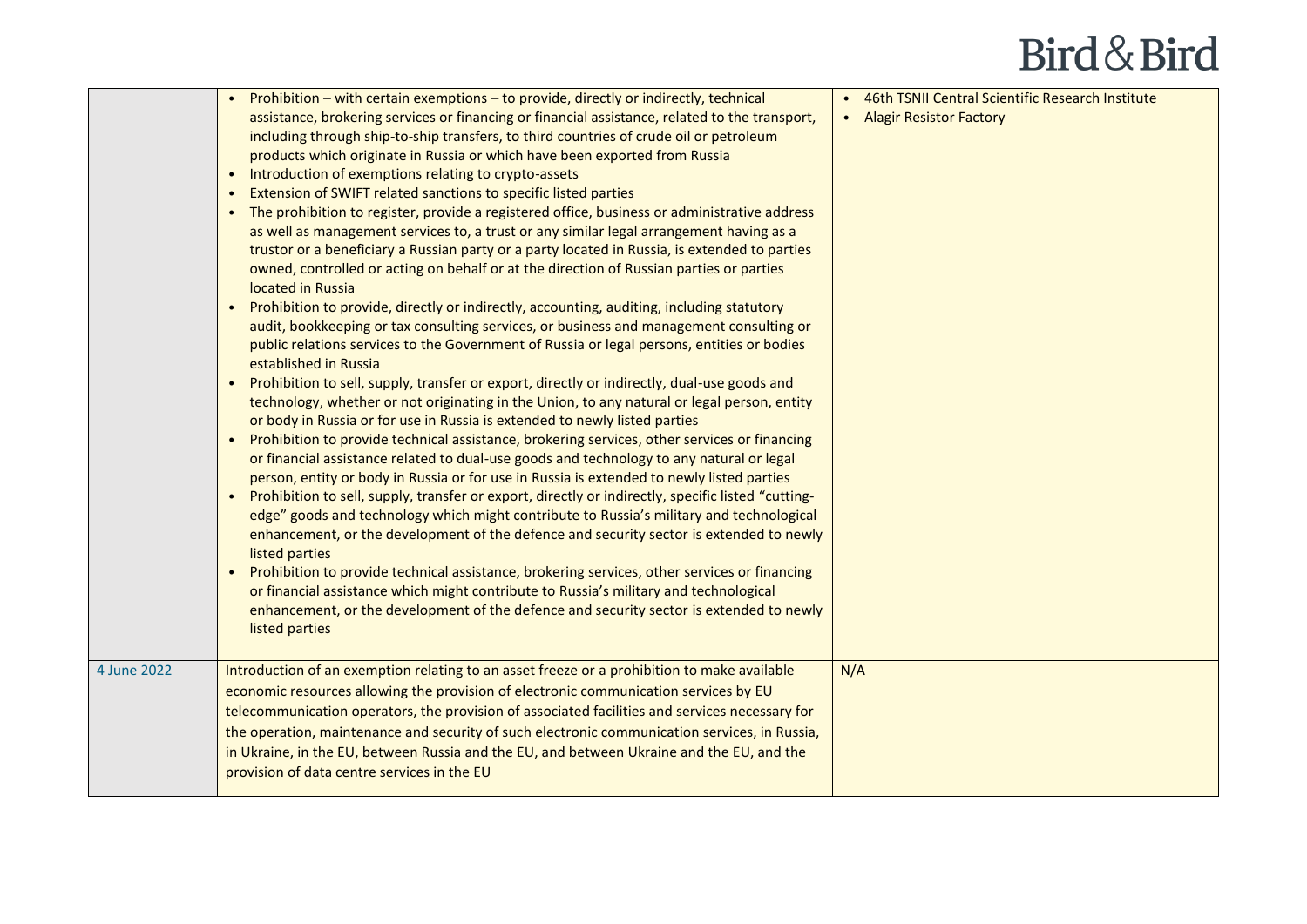| | | |
|---|---|---|
| | • Prohibition – with certain exemptions – to provide, directly or indirectly, technical assistance, brokering services or financing or financial assistance, related to the transport, including through ship-to-ship transfers, to third countries of crude oil or petroleum products which originate in Russia or which have been exported from Russia<br>• Introduction of exemptions relating to crypto-assets<br>• Extension of SWIFT related sanctions to specific listed parties<br>• The prohibition to register, provide a registered office, business or administrative address as well as management services to, a trust or any similar legal arrangement having as a trustor or a beneficiary a Russian party or a party located in Russia, is extended to parties owned, controlled or acting on behalf or at the direction of Russian parties or parties located in Russia<br>• Prohibition to provide, directly or indirectly, accounting, auditing, including statutory audit, bookkeeping or tax consulting services, or business and management consulting or public relations services to the Government of Russia or legal persons, entities or bodies established in Russia<br>• Prohibition to sell, supply, transfer or export, directly or indirectly, dual-use goods and technology, whether or not originating in the Union, to any natural or legal person, entity or body in Russia or for use in Russia is extended to newly listed parties<br>• Prohibition to provide technical assistance, brokering services, other services or financing or financial assistance related to dual-use goods and technology to any natural or legal person, entity or body in Russia or for use in Russia is extended to newly listed parties<br>• Prohibition to sell, supply, transfer or export, directly or indirectly, specific listed "cutting-edge" goods and technology which might contribute to Russia's military and technological enhancement, or the development of the defence and security sector is extended to newly listed parties<br>• Prohibition to provide technical assistance, brokering services, other services or financing or financial assistance which might contribute to Russia's military and technological enhancement, or the development of the defence and security sector is extended to newly listed parties | • 46th TSNII Central Scientific Research Institute<br>• Alagir Resistor Factory |
| 4 June 2022 | Introduction of an exemption relating to an asset freeze or a prohibition to make available economic resources allowing the provision of electronic communication services by EU telecommunication operators, the provision of associated facilities and services necessary for the operation, maintenance and security of such electronic communication services, in Russia, in Ukraine, in the EU, between Russia and the EU, and between Ukraine and the EU, and the provision of data centre services in the EU | N/A |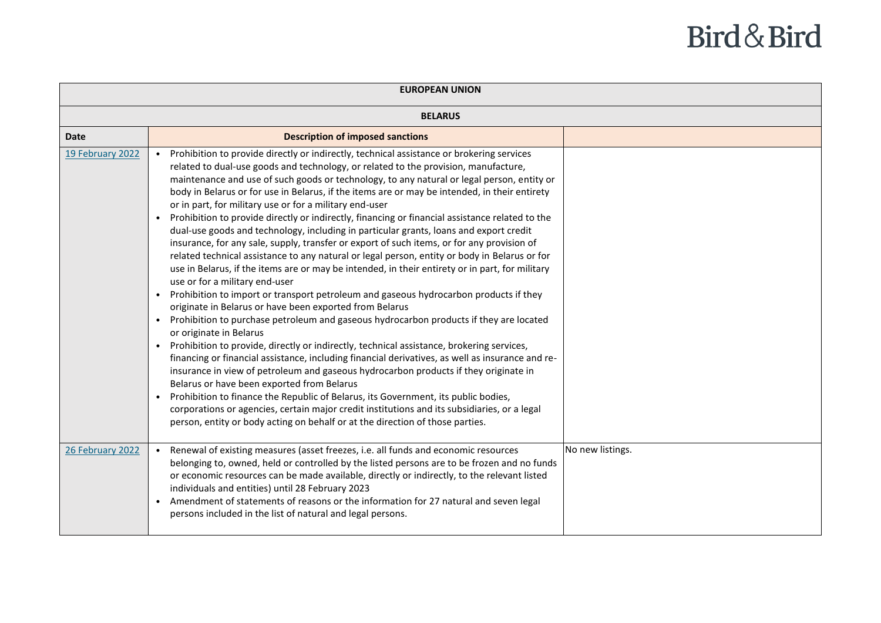| EUROPEAN UNION | | |
|---|---|---|
| **BELARUS** | | |
| **Date** | **Description of imposed sanctions** | |
| [19 February 2022]() | • Prohibition to provide directly or indirectly, technical assistance or brokering services related to dual-use goods and technology, or related to the provision, manufacture, maintenance and use of such goods or technology, to any natural or legal person, entity or body in Belarus or for use in Belarus, if the items are or may be intended, in their entirety or in part, for military use or for a military end-user<br>• Prohibition to provide directly or indirectly, financing or financial assistance related to the dual-use goods and technology, including in particular grants, loans and export credit insurance, for any sale, supply, transfer or export of such items, or for any provision of related technical assistance to any natural or legal person, entity or body in Belarus or for use in Belarus, if the items are or may be intended, in their entirety or in part, for military use or for a military end-user<br>• Prohibition to import or transport petroleum and gaseous hydrocarbon products if they originate in Belarus or have been exported from Belarus<br>• Prohibition to purchase petroleum and gaseous hydrocarbon products if they are located or originate in Belarus<br>• Prohibition to provide, directly or indirectly, technical assistance, brokering services, financing or financial assistance, including financial derivatives, as well as insurance and re-insurance in view of petroleum and gaseous hydrocarbon products if they originate in Belarus or have been exported from Belarus<br>• Prohibition to finance the Republic of Belarus, its Government, its public bodies, corporations or agencies, certain major credit institutions and its subsidiaries, or a legal person, entity or body acting on behalf or at the direction of those parties. | |
| [26 February 2022]() | • Renewal of existing measures (asset freezes, i.e. all funds and economic resources belonging to, owned, held or controlled by the listed persons are to be frozen and no funds or economic resources can be made available, directly or indirectly, to the relevant listed individuals and entities) until 28 February 2023<br>• Amendment of statements of reasons or the information for 27 natural and seven legal persons included in the list of natural and legal persons. | No new listings. |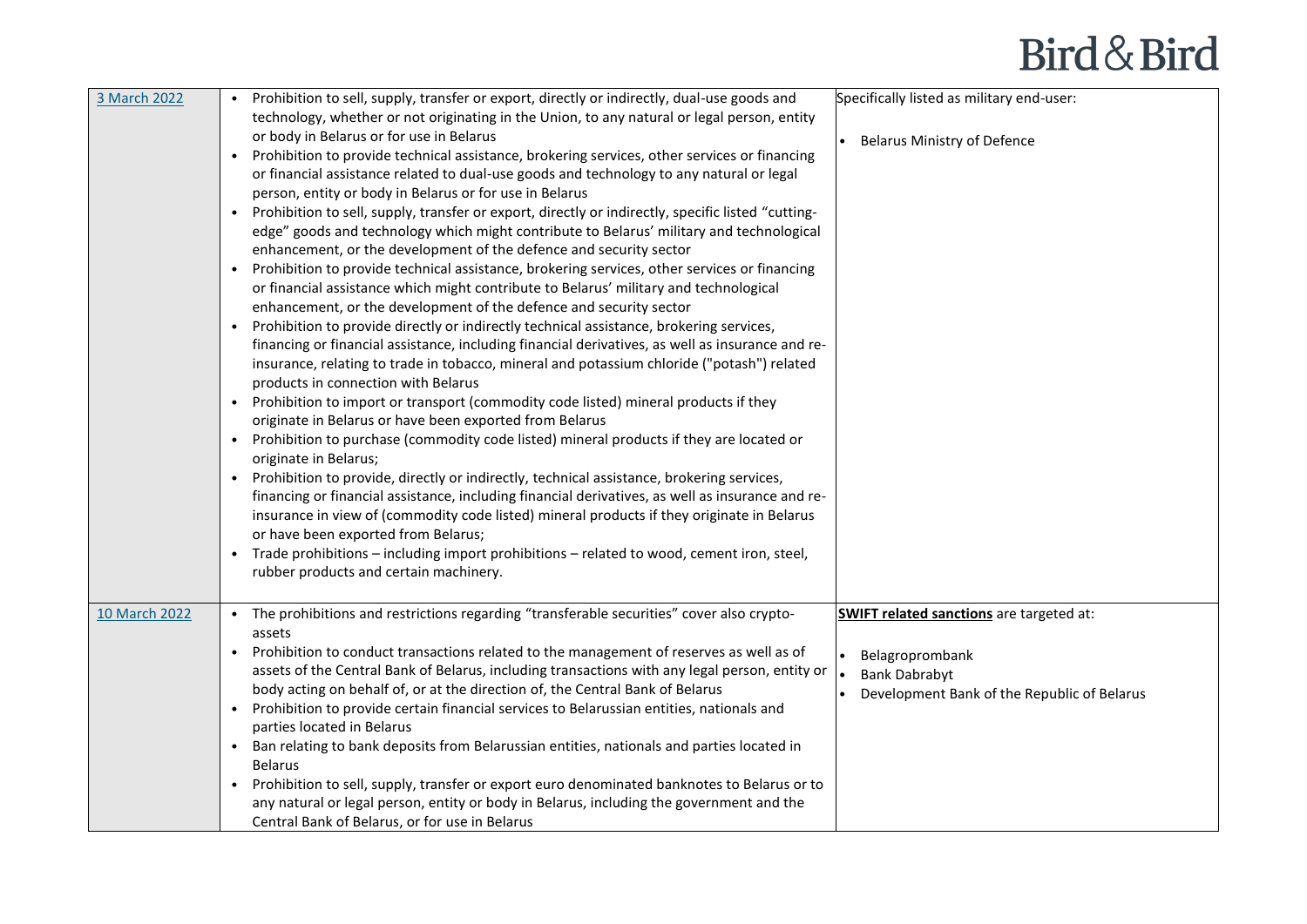| | | |
|---|---|---|
| [3 March 2022]() | • Prohibition to sell, supply, transfer or export, directly or indirectly, dual-use goods and technology, whether or not originating in the Union, to any natural or legal person, entity or body in Belarus or for use in Belarus<br>• Prohibition to provide technical assistance, brokering services, other services or financing or financial assistance related to dual-use goods and technology to any natural or legal person, entity or body in Belarus or for use in Belarus<br>• Prohibition to sell, supply, transfer or export, directly or indirectly, specific listed "cutting-edge" goods and technology which might contribute to Belarus' military and technological enhancement, or the development of the defence and security sector<br>• Prohibition to provide technical assistance, brokering services, other services or financing or financial assistance which might contribute to Belarus' military and technological enhancement, or the development of the defence and security sector<br>• Prohibition to provide directly or indirectly technical assistance, brokering services, financing or financial assistance, including financial derivatives, as well as insurance and re-insurance, relating to trade in tobacco, mineral and potassium chloride ("potash") related products in connection with Belarus<br>• Prohibition to import or transport (commodity code listed) mineral products if they originate in Belarus or have been exported from Belarus<br>• Prohibition to purchase (commodity code listed) mineral products if they are located or originate in Belarus;<br>• Prohibition to provide, directly or indirectly, technical assistance, brokering services, financing or financial assistance, including financial derivatives, as well as insurance and re-insurance in view of (commodity code listed) mineral products if they originate in Belarus or have been exported from Belarus;<br>• Trade prohibitions – including import prohibitions – related to wood, cement iron, steel, rubber products and certain machinery. | Specifically listed as military end-user:<br>• Belarus Ministry of Defence |
| [10 March 2022]() | • The prohibitions and restrictions regarding "transferable securities" cover also crypto-assets<br>• Prohibition to conduct transactions related to the management of reserves as well as of assets of the Central Bank of Belarus, including transactions with any legal person, entity or body acting on behalf of, or at the direction of, the Central Bank of Belarus<br>• Prohibition to provide certain financial services to Belarussian entities, nationals and parties located in Belarus<br>• Ban relating to bank deposits from Belarussian entities, nationals and parties located in Belarus<br>• Prohibition to sell, supply, transfer or export euro denominated banknotes to Belarus or to any natural or legal person, entity or body in Belarus, including the government and the Central Bank of Belarus, or for use in Belarus | **SWIFT related sanctions** are targeted at:<br>• Belagroprombank<br>• Bank Dabrabyt<br>• Development Bank of the Republic of Belarus |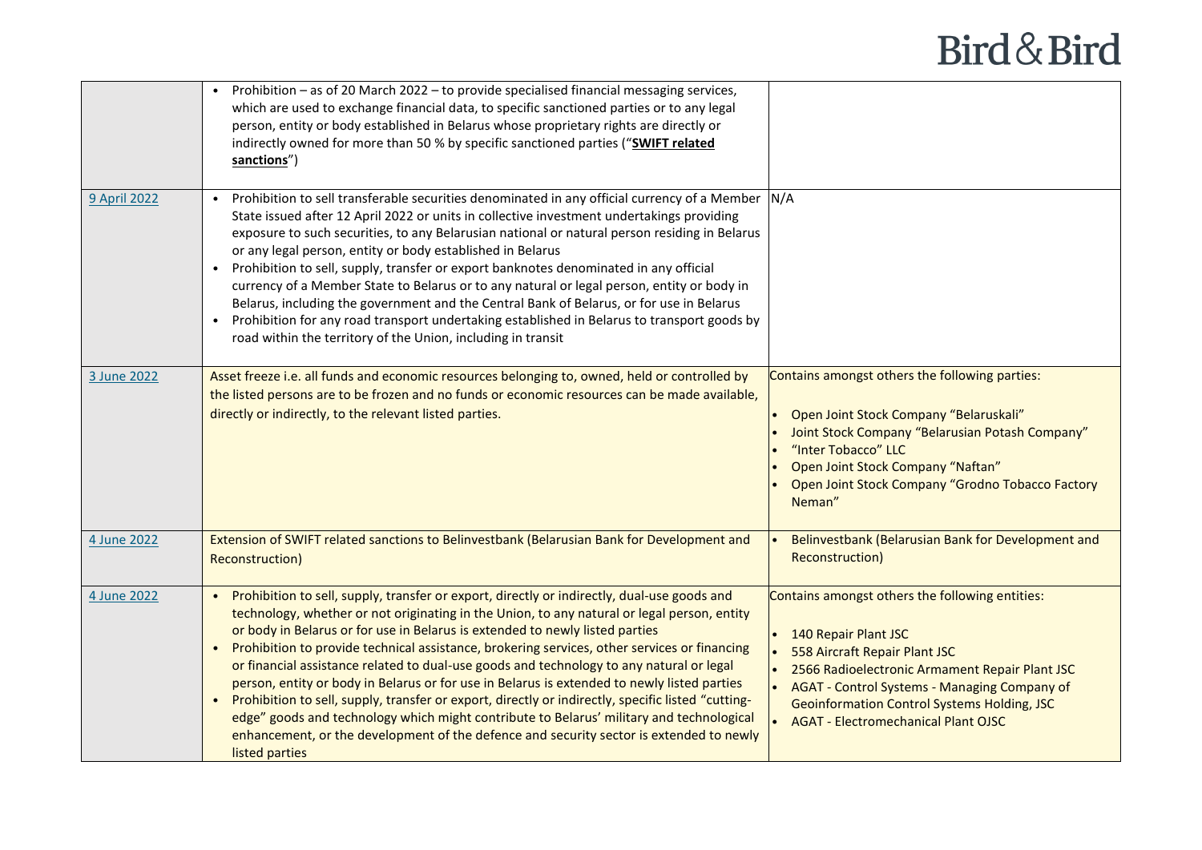| | | |
|---|---|---|
| | • Prohibition – as of 20 March 2022 – to provide specialised financial messaging services, which are used to exchange financial data, to specific sanctioned parties or to any legal person, entity or body established in Belarus whose proprietary rights are directly or indirectly owned for more than 50 % by specific sanctioned parties ("**SWIFT related sanctions**") | |
| 9 April 2022 | • Prohibition to sell transferable securities denominated in any official currency of a Member State issued after 12 April 2022 or units in collective investment undertakings providing exposure to such securities, to any Belarusian national or natural person residing in Belarus or any legal person, entity or body established in Belarus<br>• Prohibition to sell, supply, transfer or export banknotes denominated in any official currency of a Member State to Belarus or to any natural or legal person, entity or body in Belarus, including the government and the Central Bank of Belarus, or for use in Belarus<br>• Prohibition for any road transport undertaking established in Belarus to transport goods by road within the territory of the Union, including in transit | N/A |
| 3 June 2022 | Asset freeze i.e. all funds and economic resources belonging to, owned, held or controlled by the listed persons are to be frozen and no funds or economic resources can be made available, directly or indirectly, to the relevant listed parties. | Contains amongst others the following parties:<br><br>• Open Joint Stock Company "Belaruskali"<br>• Joint Stock Company "Belarusian Potash Company"<br>• "Inter Tobacco" LLC<br>• Open Joint Stock Company "Naftan"<br>• Open Joint Stock Company "Grodno Tobacco Factory Neman" |
| 4 June 2022 | Extension of SWIFT related sanctions to Belinvestbank (Belarusian Bank for Development and Reconstruction) | • Belinvestbank (Belarusian Bank for Development and Reconstruction) |
| 4 June 2022 | • Prohibition to sell, supply, transfer or export, directly or indirectly, dual-use goods and technology, whether or not originating in the Union, to any natural or legal person, entity or body in Belarus or for use in Belarus is extended to newly listed parties<br>• Prohibition to provide technical assistance, brokering services, other services or financing or financial assistance related to dual-use goods and technology to any natural or legal person, entity or body in Belarus or for use in Belarus is extended to newly listed parties<br>• Prohibition to sell, supply, transfer or export, directly or indirectly, specific listed "cutting-edge" goods and technology which might contribute to Belarus' military and technological enhancement, or the development of the defence and security sector is extended to newly listed parties | Contains amongst others the following entities:<br><br>• 140 Repair Plant JSC<br>• 558 Aircraft Repair Plant JSC<br>• 2566 Radioelectronic Armament Repair Plant JSC<br>• AGAT - Control Systems - Managing Company of Geoinformation Control Systems Holding, JSC<br>• AGAT - Electromechanical Plant OJSC |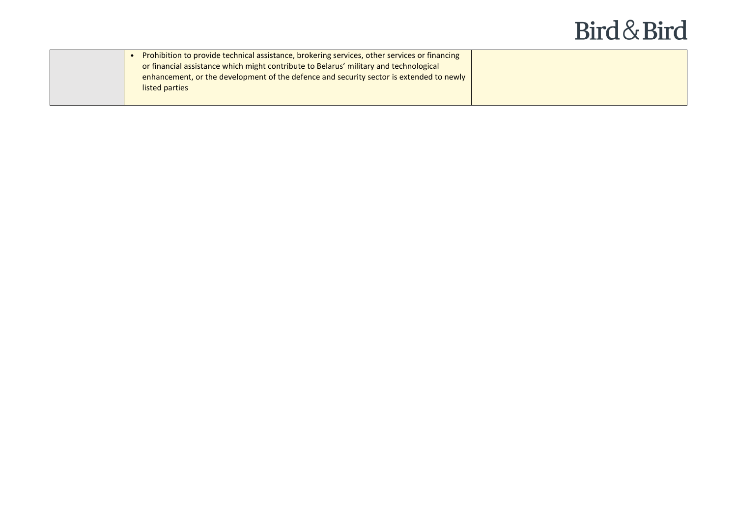| | | |
|---|---|---|
| | • Prohibition to provide technical assistance, brokering services, other services or financing or financial assistance which might contribute to Belarus' military and technological enhancement, or the development of the defence and security sector is extended to newly listed parties | |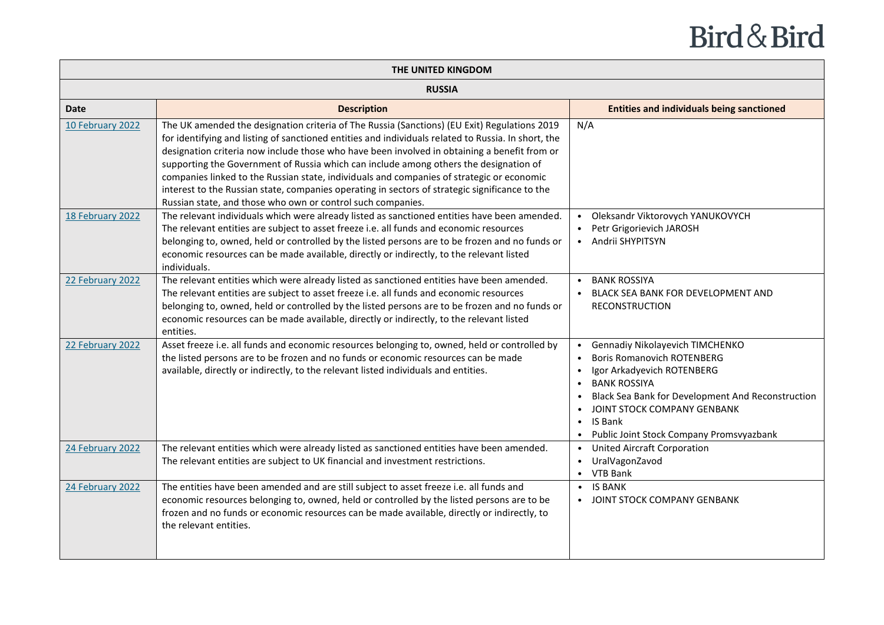| THE UNITED KINGDOM | | |
|---|---|---|
| **RUSSIA** | | |
| **Date** | **Description** | **Entities and individuals being sanctioned** |
| 10 February 2022 | The UK amended the designation criteria of The Russia (Sanctions) (EU Exit) Regulations 2019 for identifying and listing of sanctioned entities and individuals related to Russia. In short, the designation criteria now include those who have been involved in obtaining a benefit from or supporting the Government of Russia which can include among others the designation of companies linked to the Russian state, individuals and companies of strategic or economic interest to the Russian state, companies operating in sectors of strategic significance to the Russian state, and those who own or control such companies. | N/A |
| 18 February 2022 | The relevant individuals which were already listed as sanctioned entities have been amended. The relevant entities are subject to asset freeze i.e. all funds and economic resources belonging to, owned, held or controlled by the listed persons are to be frozen and no funds or economic resources can be made available, directly or indirectly, to the relevant listed individuals. | • Oleksandr Viktorovych YANUKOVYCH<br>• Petr Grigorievich JAROSH<br>• Andrii SHYPITSYN |
| 22 February 2022 | The relevant entities which were already listed as sanctioned entities have been amended. The relevant entities are subject to asset freeze i.e. all funds and economic resources belonging to, owned, held or controlled by the listed persons are to be frozen and no funds or economic resources can be made available, directly or indirectly, to the relevant listed entities. | • BANK ROSSIYA<br>• BLACK SEA BANK FOR DEVELOPMENT AND RECONSTRUCTION |
| 22 February 2022 | Asset freeze i.e. all funds and economic resources belonging to, owned, held or controlled by the listed persons are to be frozen and no funds or economic resources can be made available, directly or indirectly, to the relevant listed individuals and entities. | • Gennadiy Nikolayevich TIMCHENKO<br>• Boris Romanovich ROTENBERG<br>• Igor Arkadyevich ROTENBERG<br>• BANK ROSSIYA<br>• Black Sea Bank for Development And Reconstruction<br>• JOINT STOCK COMPANY GENBANK<br>• IS Bank<br>• Public Joint Stock Company Promsvyazbank |
| 24 February 2022 | The relevant entities which were already listed as sanctioned entities have been amended. The relevant entities are subject to UK financial and investment restrictions. | • United Aircraft Corporation<br>• UralVagonZavod<br>• VTB Bank |
| 24 February 2022 | The entities have been amended and are still subject to asset freeze i.e. all funds and economic resources belonging to, owned, held or controlled by the listed persons are to be frozen and no funds or economic resources can be made available, directly or indirectly, to the relevant entities. | • IS BANK<br>• JOINT STOCK COMPANY GENBANK |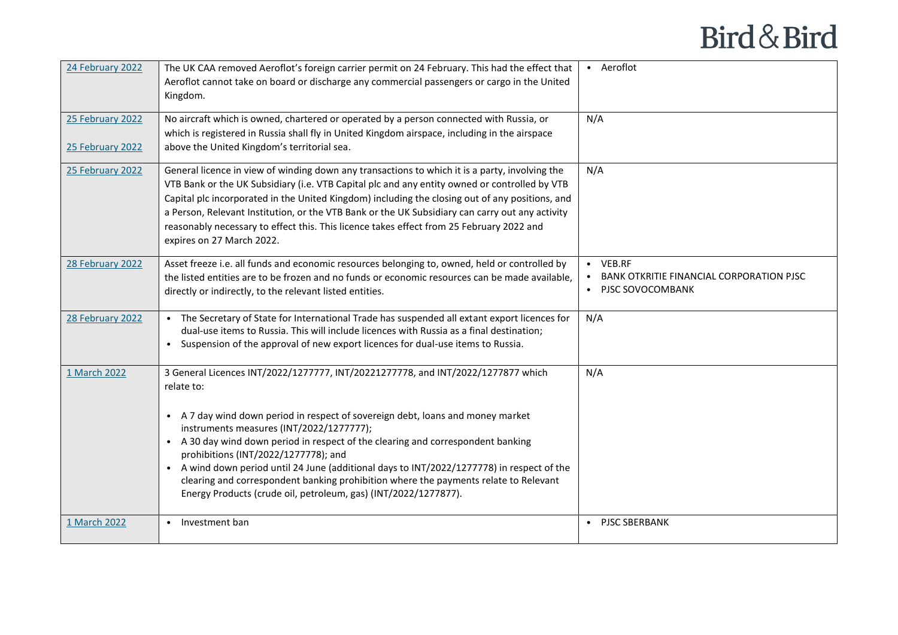| | | |
|---|---|---|
| 24 February 2022 | The UK CAA removed Aeroflot's foreign carrier permit on 24 February. This had the effect that Aeroflot cannot take on board or discharge any commercial passengers or cargo in the United Kingdom. | • Aeroflot |
| 25 February 2022<br><br>25 February 2022 | No aircraft which is owned, chartered or operated by a person connected with Russia, or which is registered in Russia shall fly in United Kingdom airspace, including in the airspace above the United Kingdom's territorial sea. | N/A |
| 25 February 2022 | General licence in view of winding down any transactions to which it is a party, involving the VTB Bank or the UK Subsidiary (i.e. VTB Capital plc and any entity owned or controlled by VTB Capital plc incorporated in the United Kingdom) including the closing out of any positions, and a Person, Relevant Institution, or the VTB Bank or the UK Subsidiary can carry out any activity reasonably necessary to effect this. This licence takes effect from 25 February 2022 and expires on 27 March 2022. | N/A |
| 28 February 2022 | Asset freeze i.e. all funds and economic resources belonging to, owned, held or controlled by the listed entities are to be frozen and no funds or economic resources can be made available, directly or indirectly, to the relevant listed entities. | • VEB.RF<br>• BANK OTKRITIE FINANCIAL CORPORATION PJSC<br>• PJSC SOVOCOMBANK |
| 28 February 2022 | • The Secretary of State for International Trade has suspended all extant export licences for dual-use items to Russia. This will include licences with Russia as a final destination;<br>• Suspension of the approval of new export licences for dual-use items to Russia. | N/A |
| 1 March 2022 | 3 General Licences INT/2022/1277777, INT/20221277778, and INT/2022/1277877 which relate to:<br><br>• A 7 day wind down period in respect of sovereign debt, loans and money market instruments measures (INT/2022/1277777);<br>• A 30 day wind down period in respect of the clearing and correspondent banking prohibitions (INT/2022/1277778); and<br>• A wind down period until 24 June (additional days to INT/2022/1277778) in respect of the clearing and correspondent banking prohibition where the payments relate to Relevant Energy Products (crude oil, petroleum, gas) (INT/2022/1277877). | N/A |
| 1 March 2022 | • Investment ban | • PJSC SBERBANK |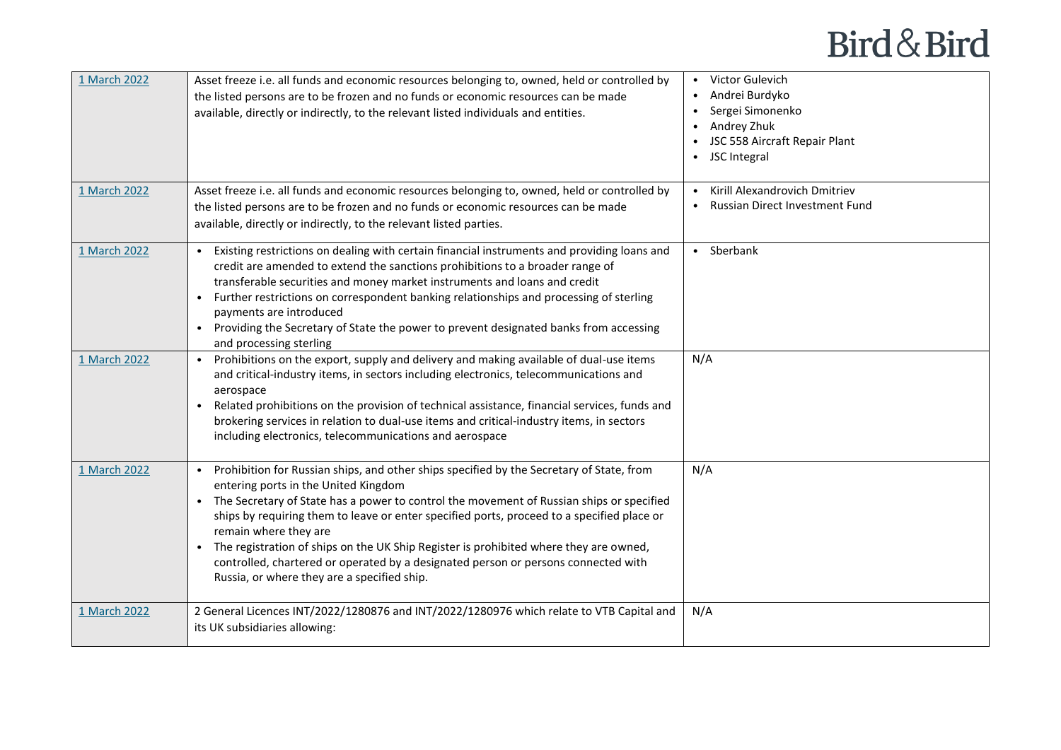| | | |
|---|---|---|
| 1 March 2022 | Asset freeze i.e. all funds and economic resources belonging to, owned, held or controlled by the listed persons are to be frozen and no funds or economic resources can be made available, directly or indirectly, to the relevant listed individuals and entities. | • Victor Gulevich<br>• Andrei Burdyko<br>• Sergei Simonenko<br>• Andrey Zhuk<br>• JSC 558 Aircraft Repair Plant<br>• JSC Integral |
| 1 March 2022 | Asset freeze i.e. all funds and economic resources belonging to, owned, held or controlled by the listed persons are to be frozen and no funds or economic resources can be made available, directly or indirectly, to the relevant listed parties. | • Kirill Alexandrovich Dmitriev<br>• Russian Direct Investment Fund |
| 1 March 2022 | • Existing restrictions on dealing with certain financial instruments and providing loans and credit are amended to extend the sanctions prohibitions to a broader range of transferable securities and money market instruments and loans and credit<br>• Further restrictions on correspondent banking relationships and processing of sterling payments are introduced<br>• Providing the Secretary of State the power to prevent designated banks from accessing and processing sterling | • Sberbank |
| 1 March 2022 | • Prohibitions on the export, supply and delivery and making available of dual-use items and critical-industry items, in sectors including electronics, telecommunications and aerospace<br>• Related prohibitions on the provision of technical assistance, financial services, funds and brokering services in relation to dual-use items and critical-industry items, in sectors including electronics, telecommunications and aerospace | N/A |
| 1 March 2022 | • Prohibition for Russian ships, and other ships specified by the Secretary of State, from entering ports in the United Kingdom<br>• The Secretary of State has a power to control the movement of Russian ships or specified ships by requiring them to leave or enter specified ports, proceed to a specified place or remain where they are<br>• The registration of ships on the UK Ship Register is prohibited where they are owned, controlled, chartered or operated by a designated person or persons connected with Russia, or where they are a specified ship. | N/A |
| 1 March 2022 | 2 General Licences INT/2022/1280876 and INT/2022/1280976 which relate to VTB Capital and its UK subsidiaries allowing: | N/A |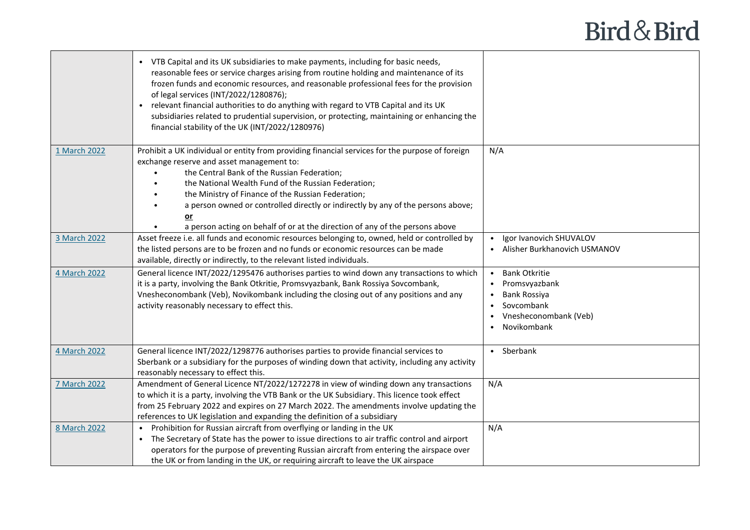| | | |
|---|---|---|
| | • VTB Capital and its UK subsidiaries to make payments, including for basic needs, reasonable fees or service charges arising from routine holding and maintenance of its frozen funds and economic resources, and reasonable professional fees for the provision of legal services (INT/2022/1280876);<br>• relevant financial authorities to do anything with regard to VTB Capital and its UK subsidiaries related to prudential supervision, or protecting, maintaining or enhancing the financial stability of the UK (INT/2022/1280976) | |
| 1 March 2022 | Prohibit a UK individual or entity from providing financial services for the purpose of foreign exchange reserve and asset management to:<br>• the Central Bank of the Russian Federation;<br>• the National Wealth Fund of the Russian Federation;<br>• the Ministry of Finance of the Russian Federation;<br>• a person owned or controlled directly or indirectly by any of the persons above; **or**<br>• a person acting on behalf of or at the direction of any of the persons above | N/A |
| 3 March 2022 | Asset freeze i.e. all funds and economic resources belonging to, owned, held or controlled by the listed persons are to be frozen and no funds or economic resources can be made available, directly or indirectly, to the relevant listed individuals. | • Igor Ivanovich SHUVALOV<br>• Alisher Burkhanovich USMANOV |
| 4 March 2022 | General licence INT/2022/1295476 authorises parties to wind down any transactions to which it is a party, involving the Bank Otkritie, Promsvyazbank, Bank Rossiya Sovcombank, Vnesheconombank (Veb), Novikombank including the closing out of any positions and any activity reasonably necessary to effect this. | • Bank Otkritie<br>• Promsvyazbank<br>• Bank Rossiya<br>• Sovcombank<br>• Vnesheconombank (Veb)<br>• Novikombank |
| 4 March 2022 | General licence INT/2022/1298776 authorises parties to provide financial services to Sberbank or a subsidiary for the purposes of winding down that activity, including any activity reasonably necessary to effect this. | • Sberbank |
| 7 March 2022 | Amendment of General Licence NT/2022/1272278 in view of winding down any transactions to which it is a party, involving the VTB Bank or the UK Subsidiary. This licence took effect from 25 February 2022 and expires on 27 March 2022. The amendments involve updating the references to UK legislation and expanding the definition of a subsidiary | N/A |
| 8 March 2022 | • Prohibition for Russian aircraft from overflying or landing in the UK<br>• The Secretary of State has the power to issue directions to air traffic control and airport operators for the purpose of preventing Russian aircraft from entering the airspace over the UK or from landing in the UK, or requiring aircraft to leave the UK airspace | N/A |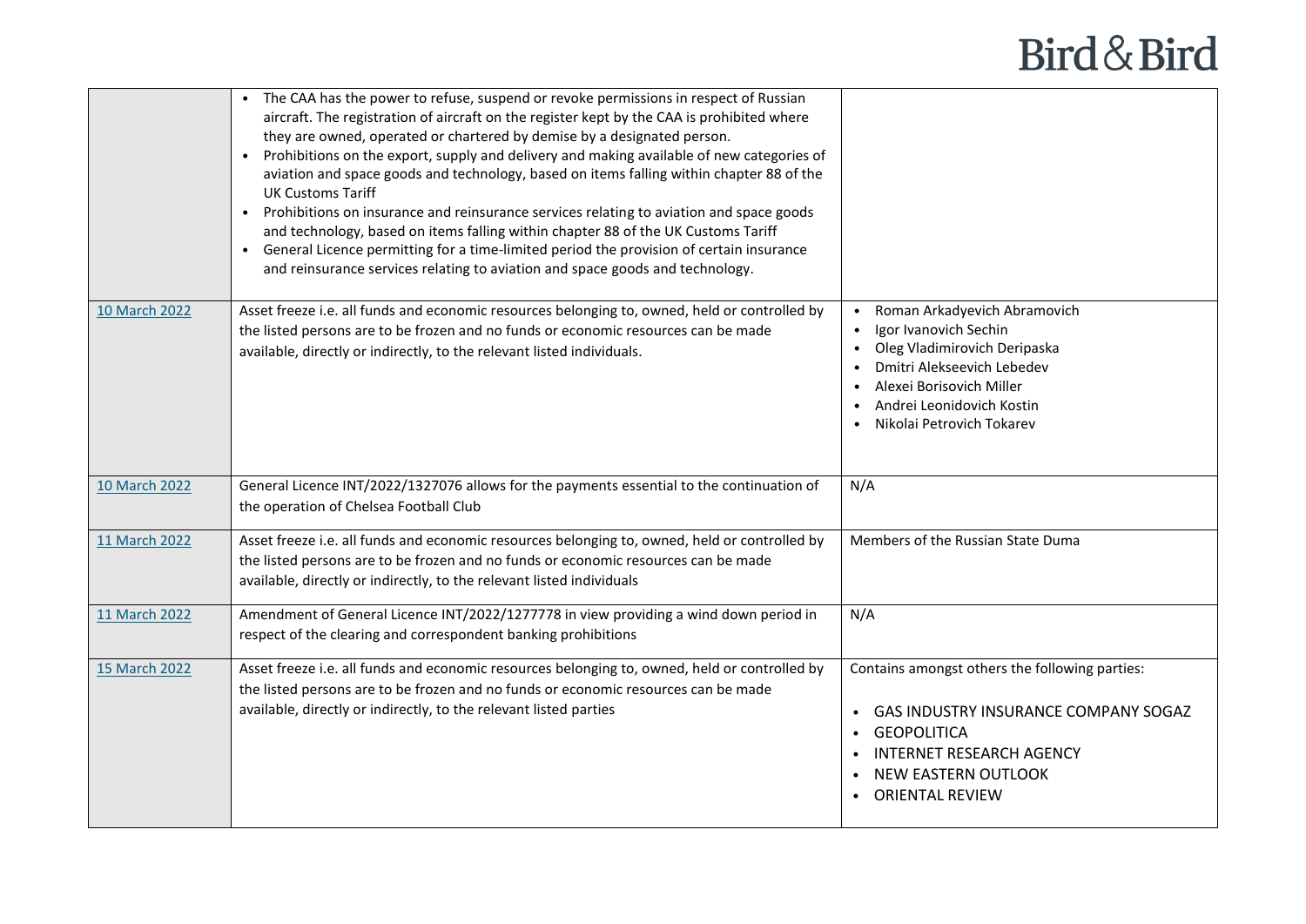| | | |
|---|---|---|
| | • The CAA has the power to refuse, suspend or revoke permissions in respect of Russian aircraft. The registration of aircraft on the register kept by the CAA is prohibited where they are owned, operated or chartered by demise by a designated person.<br>• Prohibitions on the export, supply and delivery and making available of new categories of aviation and space goods and technology, based on items falling within chapter 88 of the UK Customs Tariff<br>• Prohibitions on insurance and reinsurance services relating to aviation and space goods and technology, based on items falling within chapter 88 of the UK Customs Tariff<br>• General Licence permitting for a time-limited period the provision of certain insurance and reinsurance services relating to aviation and space goods and technology. | |
| 10 March 2022 | Asset freeze i.e. all funds and economic resources belonging to, owned, held or controlled by the listed persons are to be frozen and no funds or economic resources can be made available, directly or indirectly, to the relevant listed individuals. | • Roman Arkadyevich Abramovich<br>• Igor Ivanovich Sechin<br>• Oleg Vladimirovich Deripaska<br>• Dmitri Alekseevich Lebedev<br>• Alexei Borisovich Miller<br>• Andrei Leonidovich Kostin<br>• Nikolai Petrovich Tokarev |
| 10 March 2022 | General Licence INT/2022/1327076 allows for the payments essential to the continuation of the operation of Chelsea Football Club | N/A |
| 11 March 2022 | Asset freeze i.e. all funds and economic resources belonging to, owned, held or controlled by the listed persons are to be frozen and no funds or economic resources can be made available, directly or indirectly, to the relevant listed individuals | Members of the Russian State Duma |
| 11 March 2022 | Amendment of General Licence INT/2022/1277778 in view providing a wind down period in respect of the clearing and correspondent banking prohibitions | N/A |
| 15 March 2022 | Asset freeze i.e. all funds and economic resources belonging to, owned, held or controlled by the listed persons are to be frozen and no funds or economic resources can be made available, directly or indirectly, to the relevant listed parties | Contains amongst others the following parties:<br>• GAS INDUSTRY INSURANCE COMPANY SOGAZ<br>• GEOPOLITICA<br>• INTERNET RESEARCH AGENCY<br>• NEW EASTERN OUTLOOK<br>• ORIENTAL REVIEW |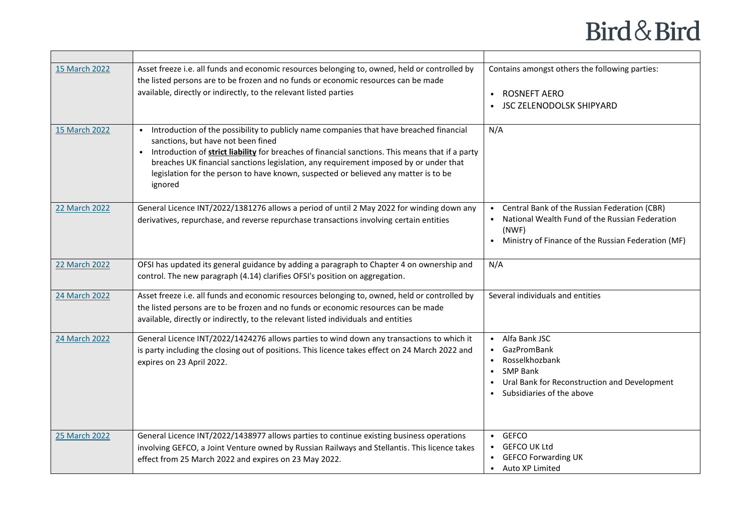| | | |
|---|---|---|
| 15 March 2022 | Asset freeze i.e. all funds and economic resources belonging to, owned, held or controlled by the listed persons are to be frozen and no funds or economic resources can be made available, directly or indirectly, to the relevant listed parties | Contains amongst others the following parties:<br><br>• ROSNEFT AERO<br>• JSC ZELENODOLSK SHIPYARD |
| 15 March 2022 | • Introduction of the possibility to publicly name companies that have breached financial sanctions, but have not been fined<br>• Introduction of **strict liability** for breaches of financial sanctions. This means that if a party breaches UK financial sanctions legislation, any requirement imposed by or under that legislation for the person to have known, suspected or believed any matter is to be ignored | N/A |
| 22 March 2022 | General Licence INT/2022/1381276 allows a period of until 2 May 2022 for winding down any derivatives, repurchase, and reverse repurchase transactions involving certain entities | • Central Bank of the Russian Federation (CBR)<br>• National Wealth Fund of the Russian Federation (NWF)<br>• Ministry of Finance of the Russian Federation (MF) |
| 22 March 2022 | OFSI has updated its general guidance by adding a paragraph to Chapter 4 on ownership and control. The new paragraph (4.14) clarifies OFSI's position on aggregation. | N/A |
| 24 March 2022 | Asset freeze i.e. all funds and economic resources belonging to, owned, held or controlled by the listed persons are to be frozen and no funds or economic resources can be made available, directly or indirectly, to the relevant listed individuals and entities | Several individuals and entities |
| 24 March 2022 | General Licence INT/2022/1424276 allows parties to wind down any transactions to which it is party including the closing out of positions. This licence takes effect on 24 March 2022 and expires on 23 April 2022. | • Alfa Bank JSC<br>• GazPromBank<br>• Rosselkhozbank<br>• SMP Bank<br>• Ural Bank for Reconstruction and Development<br>• Subsidiaries of the above |
| 25 March 2022 | General Licence INT/2022/1438977 allows parties to continue existing business operations involving GEFCO, a Joint Venture owned by Russian Railways and Stellantis. This licence takes effect from 25 March 2022 and expires on 23 May 2022. | • GEFCO<br>• GEFCO UK Ltd<br>• GEFCO Forwarding UK<br>• Auto XP Limited |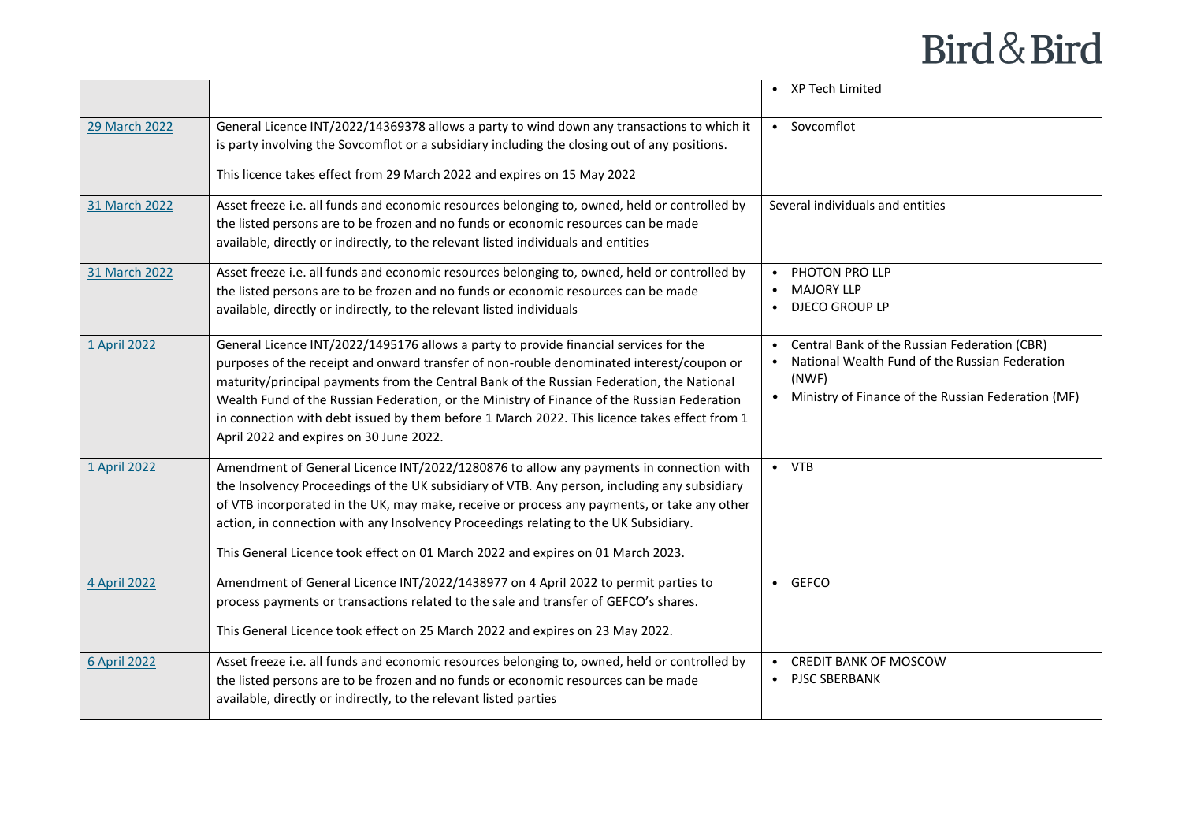| | | |
|---|---|---|
| | | • XP Tech Limited |
| 29 March 2022 | General Licence INT/2022/14369378 allows a party to wind down any transactions to which it is party involving the Sovcomflot or a subsidiary including the closing out of any positions.<br><br>This licence takes effect from 29 March 2022 and expires on 15 May 2022 | • Sovcomflot |
| 31 March 2022 | Asset freeze i.e. all funds and economic resources belonging to, owned, held or controlled by the listed persons are to be frozen and no funds or economic resources can be made available, directly or indirectly, to the relevant listed individuals and entities | Several individuals and entities |
| 31 March 2022 | Asset freeze i.e. all funds and economic resources belonging to, owned, held or controlled by the listed persons are to be frozen and no funds or economic resources can be made available, directly or indirectly, to the relevant listed individuals | • PHOTON PRO LLP<br>• MAJORY LLP<br>• DJECO GROUP LP |
| 1 April 2022 | General Licence INT/2022/1495176 allows a party to provide financial services for the purposes of the receipt and onward transfer of non-rouble denominated interest/coupon or maturity/principal payments from the Central Bank of the Russian Federation, the National Wealth Fund of the Russian Federation, or the Ministry of Finance of the Russian Federation in connection with debt issued by them before 1 March 2022. This licence takes effect from 1 April 2022 and expires on 30 June 2022. | • Central Bank of the Russian Federation (CBR)<br>• National Wealth Fund of the Russian Federation (NWF)<br>• Ministry of Finance of the Russian Federation (MF) |
| 1 April 2022 | Amendment of General Licence INT/2022/1280876 to allow any payments in connection with the Insolvency Proceedings of the UK subsidiary of VTB. Any person, including any subsidiary of VTB incorporated in the UK, may make, receive or process any payments, or take any other action, in connection with any Insolvency Proceedings relating to the UK Subsidiary.<br><br>This General Licence took effect on 01 March 2022 and expires on 01 March 2023. | • VTB |
| 4 April 2022 | Amendment of General Licence INT/2022/1438977 on 4 April 2022 to permit parties to process payments or transactions related to the sale and transfer of GEFCO's shares.<br><br>This General Licence took effect on 25 March 2022 and expires on 23 May 2022. | • GEFCO |
| 6 April 2022 | Asset freeze i.e. all funds and economic resources belonging to, owned, held or controlled by the listed persons are to be frozen and no funds or economic resources can be made available, directly or indirectly, to the relevant listed parties | • CREDIT BANK OF MOSCOW<br>• PJSC SBERBANK |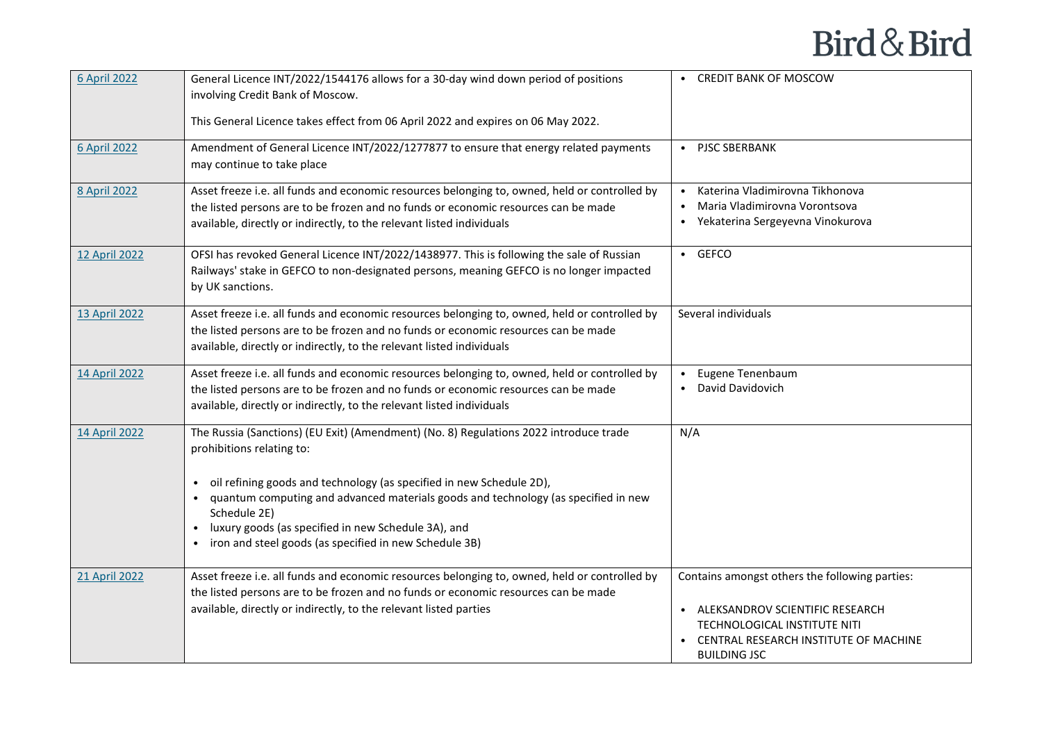| | | |
|---|---|---|
| 6 April 2022 | General Licence INT/2022/1544176 allows for a 30-day wind down period of positions involving Credit Bank of Moscow.<br><br>This General Licence takes effect from 06 April 2022 and expires on 06 May 2022. | • CREDIT BANK OF MOSCOW |
| 6 April 2022 | Amendment of General Licence INT/2022/1277877 to ensure that energy related payments may continue to take place | • PJSC SBERBANK |
| 8 April 2022 | Asset freeze i.e. all funds and economic resources belonging to, owned, held or controlled by the listed persons are to be frozen and no funds or economic resources can be made available, directly or indirectly, to the relevant listed individuals | • Katerina Vladimirovna Tikhonova<br>• Maria Vladimirovna Vorontsova<br>• Yekaterina Sergeyevna Vinokurova |
| 12 April 2022 | OFSI has revoked General Licence INT/2022/1438977. This is following the sale of Russian Railways' stake in GEFCO to non-designated persons, meaning GEFCO is no longer impacted by UK sanctions. | • GEFCO |
| 13 April 2022 | Asset freeze i.e. all funds and economic resources belonging to, owned, held or controlled by the listed persons are to be frozen and no funds or economic resources can be made available, directly or indirectly, to the relevant listed individuals | Several individuals |
| 14 April 2022 | Asset freeze i.e. all funds and economic resources belonging to, owned, held or controlled by the listed persons are to be frozen and no funds or economic resources can be made available, directly or indirectly, to the relevant listed individuals | • Eugene Tenenbaum<br>• David Davidovich |
| 14 April 2022 | The Russia (Sanctions) (EU Exit) (Amendment) (No. 8) Regulations 2022 introduce trade prohibitions relating to:<br><br>• oil refining goods and technology (as specified in new Schedule 2D),<br>• quantum computing and advanced materials goods and technology (as specified in new Schedule 2E)<br>• luxury goods (as specified in new Schedule 3A), and<br>• iron and steel goods (as specified in new Schedule 3B) | N/A |
| 21 April 2022 | Asset freeze i.e. all funds and economic resources belonging to, owned, held or controlled by the listed persons are to be frozen and no funds or economic resources can be made available, directly or indirectly, to the relevant listed parties | Contains amongst others the following parties:<br><br>• ALEKSANDROV SCIENTIFIC RESEARCH TECHNOLOGICAL INSTITUTE NITI<br>• CENTRAL RESEARCH INSTITUTE OF MACHINE BUILDING JSC |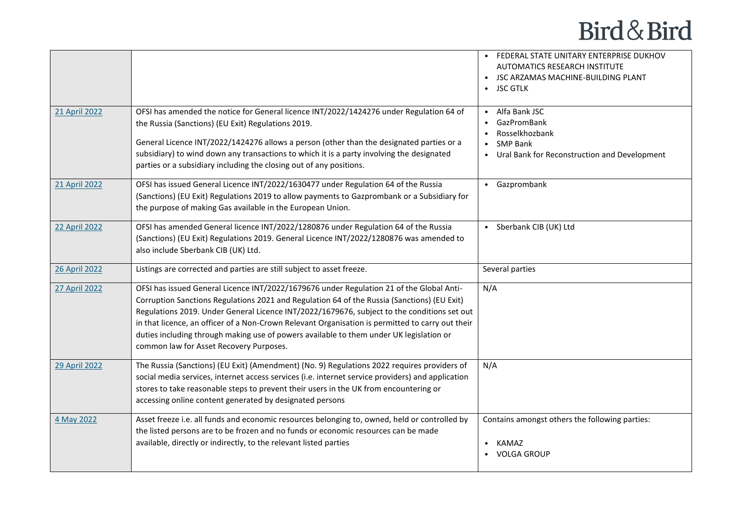| | | |
|---|---|---|
| | | • FEDERAL STATE UNITARY ENTERPRISE DUKHOV AUTOMATICS RESEARCH INSTITUTE<br>• JSC ARZAMAS MACHINE-BUILDING PLANT<br>• JSC GTLK |
| 21 April 2022 | OFSI has amended the notice for General licence INT/2022/1424276 under Regulation 64 of the Russia (Sanctions) (EU Exit) Regulations 2019.<br><br>General Licence INT/2022/1424276 allows a person (other than the designated parties or a subsidiary) to wind down any transactions to which it is a party involving the designated parties or a subsidiary including the closing out of any positions. | • Alfa Bank JSC<br>• GazPromBank<br>• Rosselkhozbank<br>• SMP Bank<br>• Ural Bank for Reconstruction and Development |
| 21 April 2022 | OFSI has issued General Licence INT/2022/1630477 under Regulation 64 of the Russia (Sanctions) (EU Exit) Regulations 2019 to allow payments to Gazprombank or a Subsidiary for the purpose of making Gas available in the European Union. | • Gazprombank |
| 22 April 2022 | OFSI has amended General licence INT/2022/1280876 under Regulation 64 of the Russia (Sanctions) (EU Exit) Regulations 2019. General Licence INT/2022/1280876 was amended to also include Sberbank CIB (UK) Ltd. | • Sberbank CIB (UK) Ltd |
| 26 April 2022 | Listings are corrected and parties are still subject to asset freeze. | Several parties |
| 27 April 2022 | OFSI has issued General Licence INT/2022/1679676 under Regulation 21 of the Global Anti-Corruption Sanctions Regulations 2021 and Regulation 64 of the Russia (Sanctions) (EU Exit) Regulations 2019. Under General Licence INT/2022/1679676, subject to the conditions set out in that licence, an officer of a Non-Crown Relevant Organisation is permitted to carry out their duties including through making use of powers available to them under UK legislation or common law for Asset Recovery Purposes. | N/A |
| 29 April 2022 | The Russia (Sanctions) (EU Exit) (Amendment) (No. 9) Regulations 2022 requires providers of social media services, internet access services (i.e. internet service providers) and application stores to take reasonable steps to prevent their users in the UK from encountering or accessing online content generated by designated persons | N/A |
| 4 May 2022 | Asset freeze i.e. all funds and economic resources belonging to, owned, held or controlled by the listed persons are to be frozen and no funds or economic resources can be made available, directly or indirectly, to the relevant listed parties | Contains amongst others the following parties:<br><br>• KAMAZ<br>• VOLGA GROUP |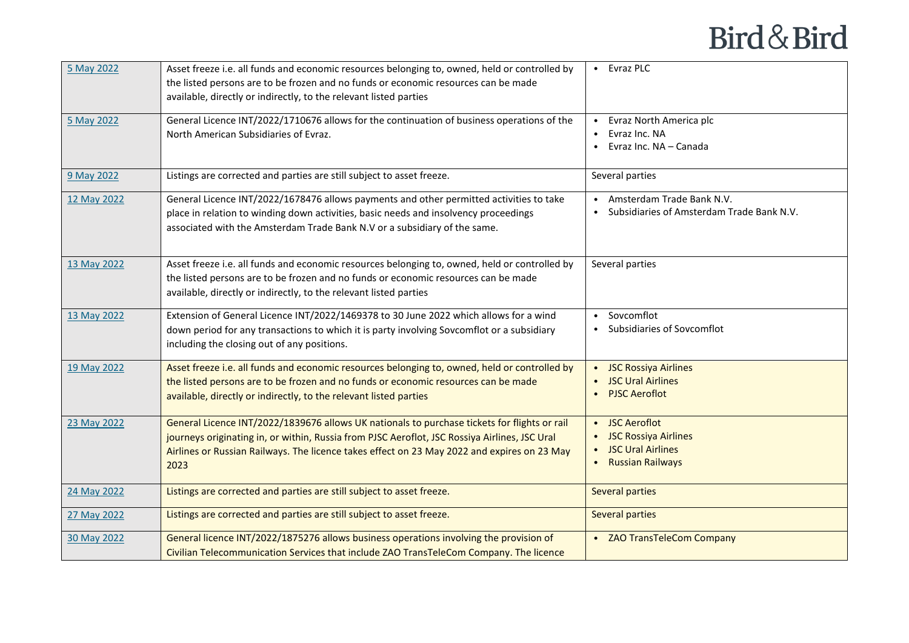| 5 May 2022 | Asset freeze i.e. all funds and economic resources belonging to, owned, held or controlled by the listed persons are to be frozen and no funds or economic resources can be made available, directly or indirectly, to the relevant listed parties | • Evraz PLC |
|---|---|---|
| 5 May 2022 | General Licence INT/2022/1710676 allows for the continuation of business operations of the North American Subsidiaries of Evraz. | • Evraz North America plc<br>• Evraz Inc. NA<br>• Evraz Inc. NA – Canada |
| 9 May 2022 | Listings are corrected and parties are still subject to asset freeze. | Several parties |
| 12 May 2022 | General Licence INT/2022/1678476 allows payments and other permitted activities to take place in relation to winding down activities, basic needs and insolvency proceedings associated with the Amsterdam Trade Bank N.V or a subsidiary of the same. | • Amsterdam Trade Bank N.V.<br>• Subsidiaries of Amsterdam Trade Bank N.V. |
| 13 May 2022 | Asset freeze i.e. all funds and economic resources belonging to, owned, held or controlled by the listed persons are to be frozen and no funds or economic resources can be made available, directly or indirectly, to the relevant listed parties | Several parties |
| 13 May 2022 | Extension of General Licence INT/2022/1469378 to 30 June 2022 which allows for a wind down period for any transactions to which it is party involving Sovcomflot or a subsidiary including the closing out of any positions. | • Sovcomflot<br>• Subsidiaries of Sovcomflot |
| 19 May 2022 | Asset freeze i.e. all funds and economic resources belonging to, owned, held or controlled by the listed persons are to be frozen and no funds or economic resources can be made available, directly or indirectly, to the relevant listed parties | • JSC Rossiya Airlines<br>• JSC Ural Airlines<br>• PJSC Aeroflot |
| 23 May 2022 | General Licence INT/2022/1839676 allows UK nationals to purchase tickets for flights or rail journeys originating in, or within, Russia from PJSC Aeroflot, JSC Rossiya Airlines, JSC Ural Airlines or Russian Railways. The licence takes effect on 23 May 2022 and expires on 23 May 2023 | • JSC Aeroflot<br>• JSC Rossiya Airlines<br>• JSC Ural Airlines<br>• Russian Railways |
| 24 May 2022 | Listings are corrected and parties are still subject to asset freeze. | Several parties |
| 27 May 2022 | Listings are corrected and parties are still subject to asset freeze. | Several parties |
| 30 May 2022 | General licence INT/2022/1875276 allows business operations involving the provision of Civilian Telecommunication Services that include ZAO TransTeleCom Company. The licence | • ZAO TransTeleCom Company |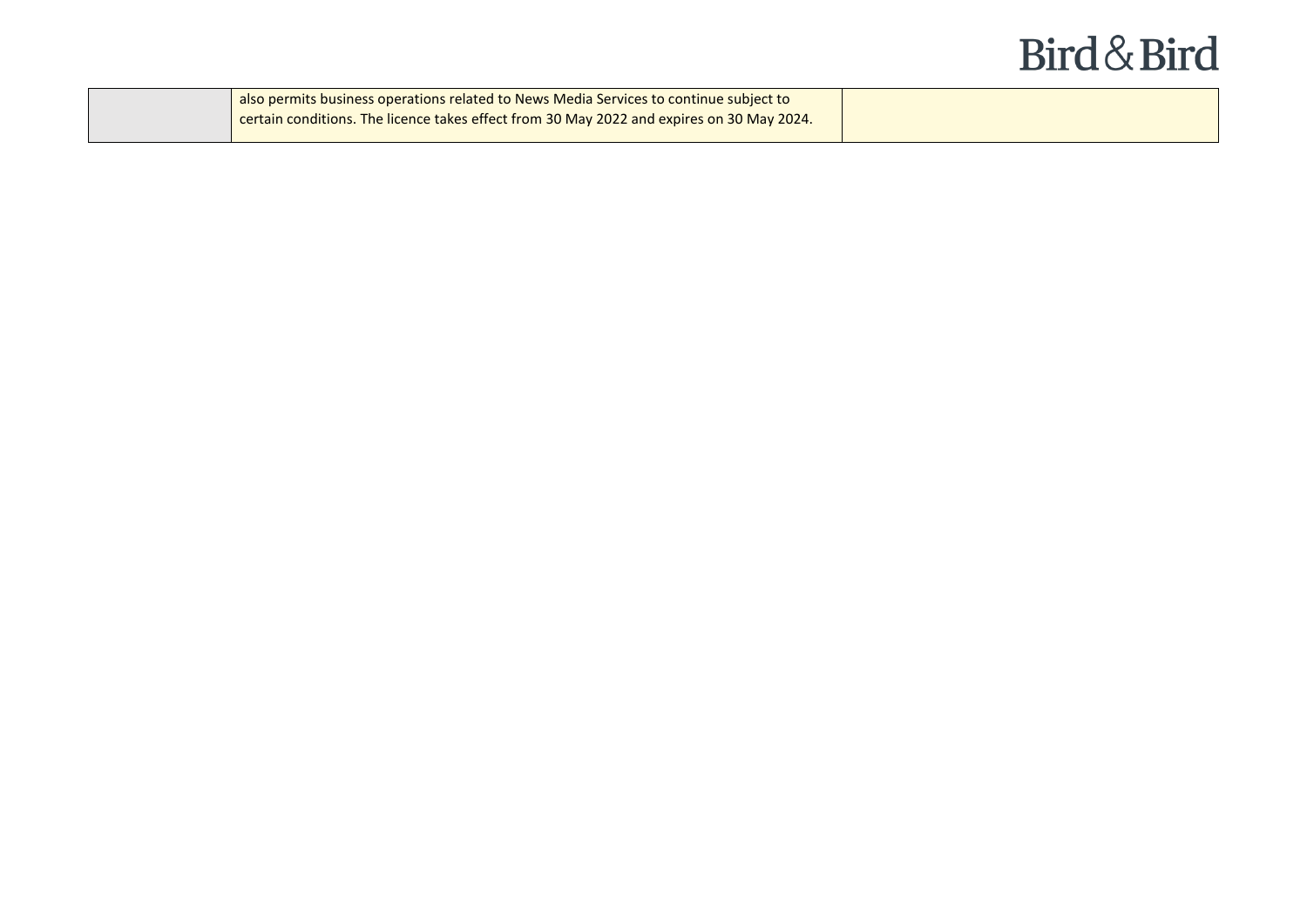| | | |
|---|---|---|
| | also permits business operations related to News Media Services to continue subject to certain conditions. The licence takes effect from 30 May 2022 and expires on 30 May 2024. | |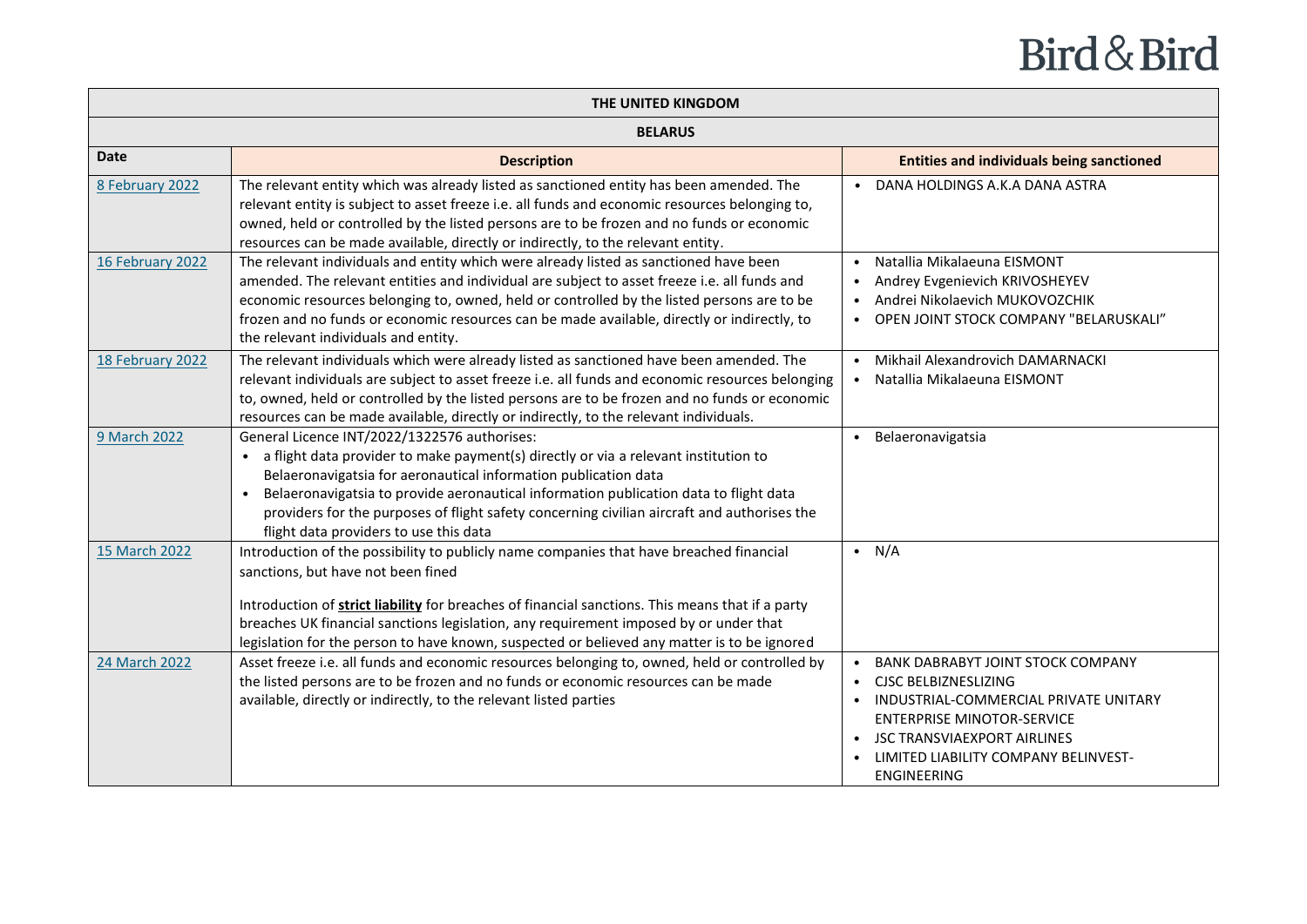| THE UNITED KINGDOM | | |
|---|---|---|
| **BELARUS** | | |
| **Date** | **Description** | **Entities and individuals being sanctioned** |
| 8 February 2022 | The relevant entity which was already listed as sanctioned entity has been amended. The relevant entity is subject to asset freeze i.e. all funds and economic resources belonging to, owned, held or controlled by the listed persons are to be frozen and no funds or economic resources can be made available, directly or indirectly, to the relevant entity. | • DANA HOLDINGS A.K.A DANA ASTRA |
| 16 February 2022 | The relevant individuals and entity which were already listed as sanctioned have been amended. The relevant entities and individual are subject to asset freeze i.e. all funds and economic resources belonging to, owned, held or controlled by the listed persons are to be frozen and no funds or economic resources can be made available, directly or indirectly, to the relevant individuals and entity. | • Natallia Mikalaeuna EISMONT<br>• Andrey Evgenievich KRIVOSHEYEV<br>• Andrei Nikolaevich MUKOVOZCHIK<br>• OPEN JOINT STOCK COMPANY "BELARUSKALI" |
| 18 February 2022 | The relevant individuals which were already listed as sanctioned have been amended. The relevant individuals are subject to asset freeze i.e. all funds and economic resources belonging to, owned, held or controlled by the listed persons are to be frozen and no funds or economic resources can be made available, directly or indirectly, to the relevant individuals. | • Mikhail Alexandrovich DAMARNACKI<br>• Natallia Mikalaeuna EISMONT |
| 9 March 2022 | General Licence INT/2022/1322576 authorises:<br>• a flight data provider to make payment(s) directly or via a relevant institution to Belaeronavigatsia for aeronautical information publication data<br>• Belaeronavigatsia to provide aeronautical information publication data to flight data providers for the purposes of flight safety concerning civilian aircraft and authorises the flight data providers to use this data | • Belaeronavigatsia |
| 15 March 2022 | Introduction of the possibility to publicly name companies that have breached financial sanctions, but have not been fined<br><br>Introduction of **strict liability** for breaches of financial sanctions. This means that if a party breaches UK financial sanctions legislation, any requirement imposed by or under that legislation for the person to have known, suspected or believed any matter is to be ignored | • N/A |
| 24 March 2022 | Asset freeze i.e. all funds and economic resources belonging to, owned, held or controlled by the listed persons are to be frozen and no funds or economic resources can be made available, directly or indirectly, to the relevant listed parties | • BANK DABRABYT JOINT STOCK COMPANY<br>• CJSC BELBIZNESLIZING<br>• INDUSTRIAL-COMMERCIAL PRIVATE UNITARY ENTERPRISE MINOTOR-SERVICE<br>• JSC TRANSVIAEXPORT AIRLINES<br>• LIMITED LIABILITY COMPANY BELINVEST-ENGINEERING |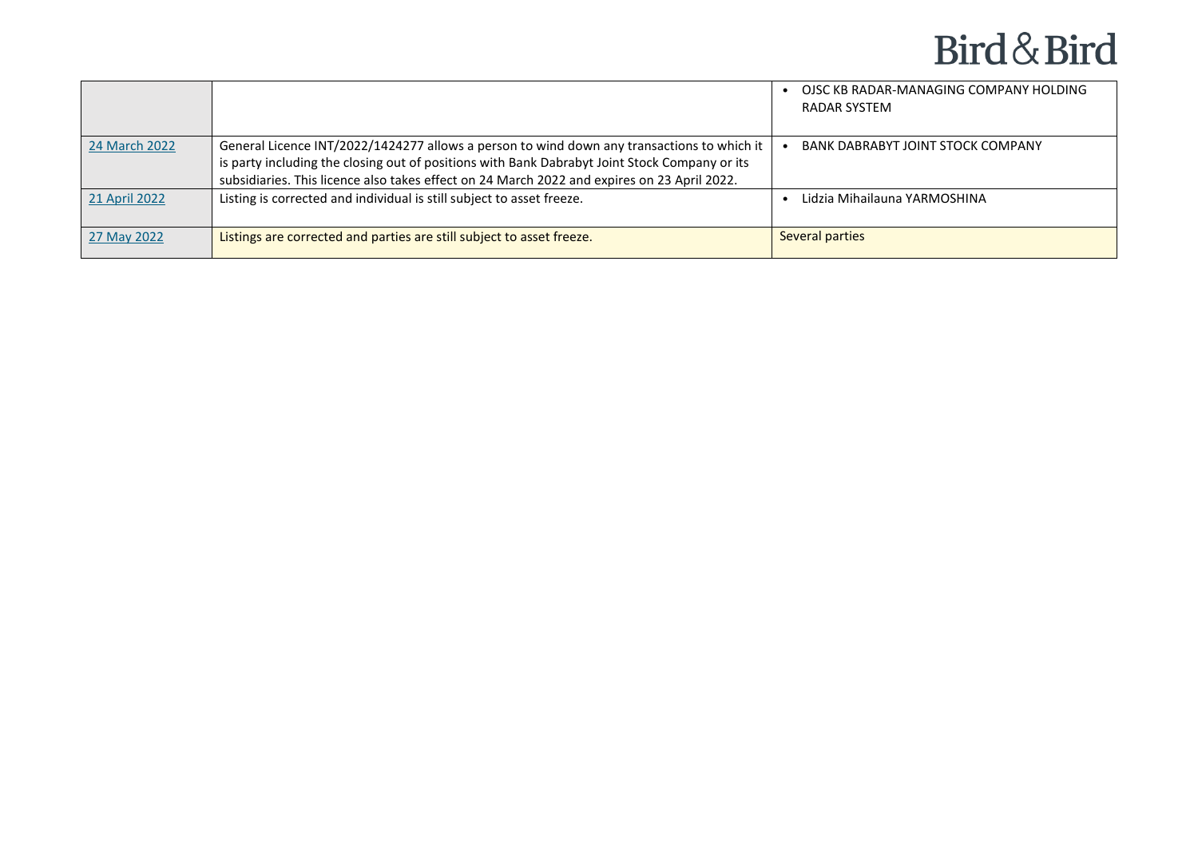| | | |
|---|---|---|
| | | • OJSC KB RADAR-MANAGING COMPANY HOLDING RADAR SYSTEM |
| 24 March 2022 | General Licence INT/2022/1424277 allows a person to wind down any transactions to which it is party including the closing out of positions with Bank Dabrabyt Joint Stock Company or its subsidiaries. This licence also takes effect on 24 March 2022 and expires on 23 April 2022. | • BANK DABRABYT JOINT STOCK COMPANY |
| 21 April 2022 | Listing is corrected and individual is still subject to asset freeze. | • Lidzia Mihailauna YARMOSHINA |
| 27 May 2022 | Listings are corrected and parties are still subject to asset freeze. | Several parties |